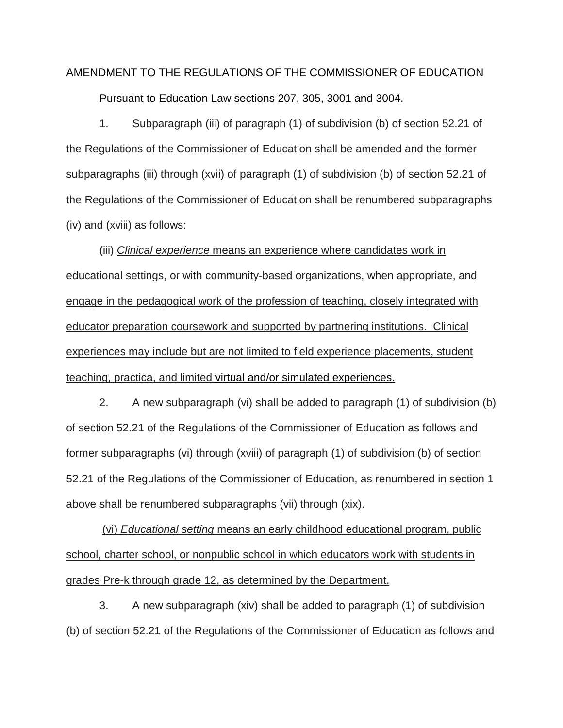AMENDMENT TO THE REGULATIONS OF THE COMMISSIONER OF EDUCATION

Pursuant to Education Law sections 207, 305, 3001 and 3004.

1. Subparagraph (iii) of paragraph (1) of subdivision (b) of section 52.21 of the Regulations of the Commissioner of Education shall be amended and the former subparagraphs (iii) through (xvii) of paragraph (1) of subdivision (b) of section 52.21 of the Regulations of the Commissioner of Education shall be renumbered subparagraphs (iv) and (xviii) as follows:

(iii) <u>*Clinical experience* means an experience where candidates work in educational settings, or with community-based organizations, when appropriate, and engage in the pedagogical work of the profession of teaching, closely integrated with educator preparation coursework and supported by partnering institutions. Clinical experiences may include but are not limited to field experience placements, student teaching, practica, and limited virtual and/or simulated experiences.</u>

2. A new subparagraph (vi) shall be added to paragraph (1) of subdivision (b) of section 52.21 of the Regulations of the Commissioner of Education as follows and former subparagraphs (vi) through (xviii) of paragraph (1) of subdivision (b) of section 52.21 of the Regulations of the Commissioner of Education, as renumbered in section 1 above shall be renumbered subparagraphs (vii) through (xix).

<u>(vi) *Educational setting* means an early childhood educational program, public school, charter school, or nonpublic school in which educators work with students in grades Pre-k through grade 12, as determined by the Department.</u>

3. A new subparagraph (xiv) shall be added to paragraph (1) of subdivision (b) of section 52.21 of the Regulations of the Commissioner of Education as follows and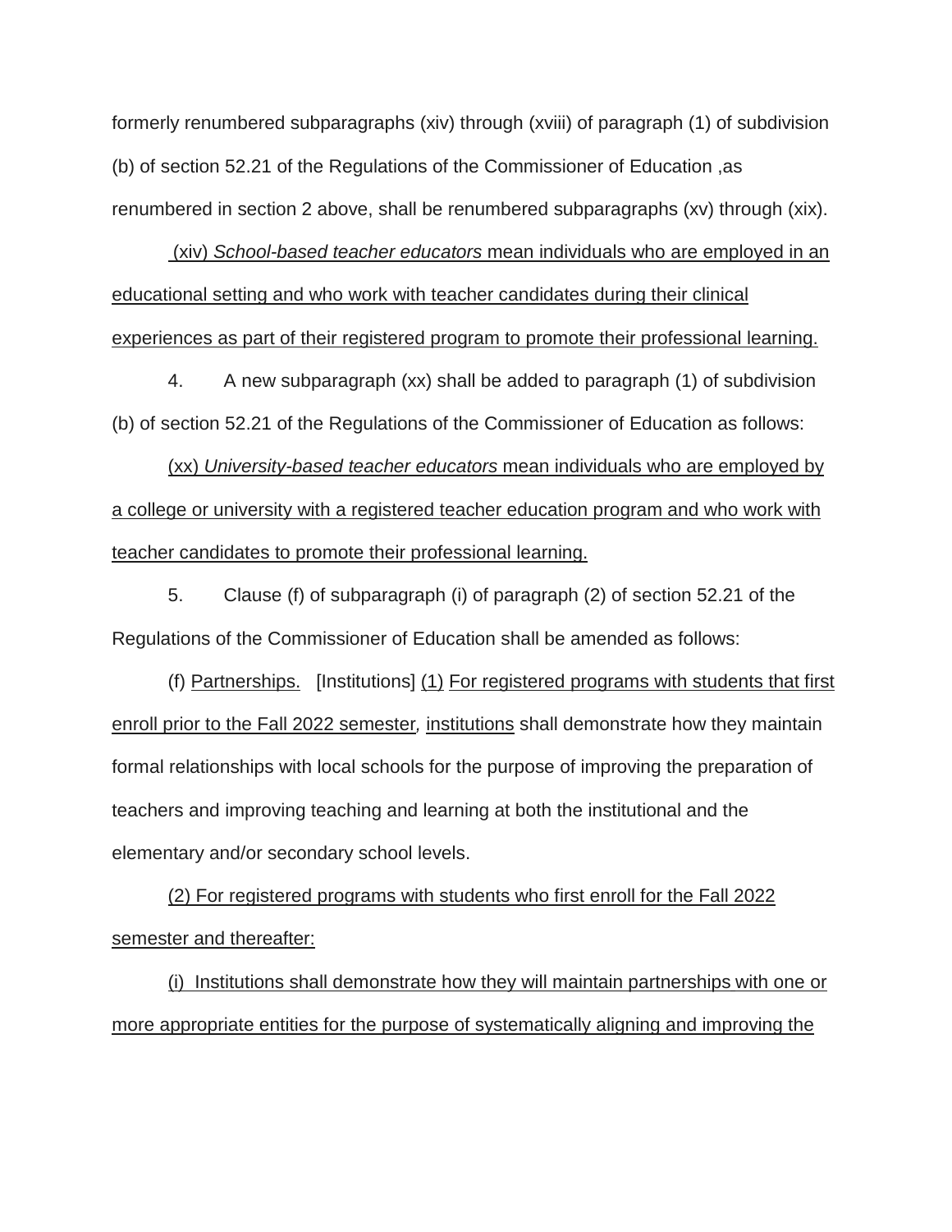formerly renumbered subparagraphs (xiv) through (xviii) of paragraph (1) of subdivision (b) of section 52.21 of the Regulations of the Commissioner of Education ,as renumbered in section 2 above, shall be renumbered subparagraphs (xv) through (xix).

(xiv) *School-based teacher educators* mean individuals who are employed in an educational setting and who work with teacher candidates during their clinical experiences as part of their registered program to promote their professional learning.

4. A new subparagraph (xx) shall be added to paragraph (1) of subdivision (b) of section 52.21 of the Regulations of the Commissioner of Education as follows:

(xx) *University-based teacher educators* mean individuals who are employed by a college or university with a registered teacher education program and who work with teacher candidates to promote their professional learning.

5. Clause (f) of subparagraph (i) of paragraph (2) of section 52.21 of the Regulations of the Commissioner of Education shall be amended as follows:

(f) Partnerships. [Institutions] (1) For registered programs with students that first enroll prior to the Fall 2022 semester, institutions shall demonstrate how they maintain formal relationships with local schools for the purpose of improving the preparation of teachers and improving teaching and learning at both the institutional and the elementary and/or secondary school levels.

(2) For registered programs with students who first enroll for the Fall 2022 semester and thereafter:

(i) Institutions shall demonstrate how they will maintain partnerships with one or more appropriate entities for the purpose of systematically aligning and improving the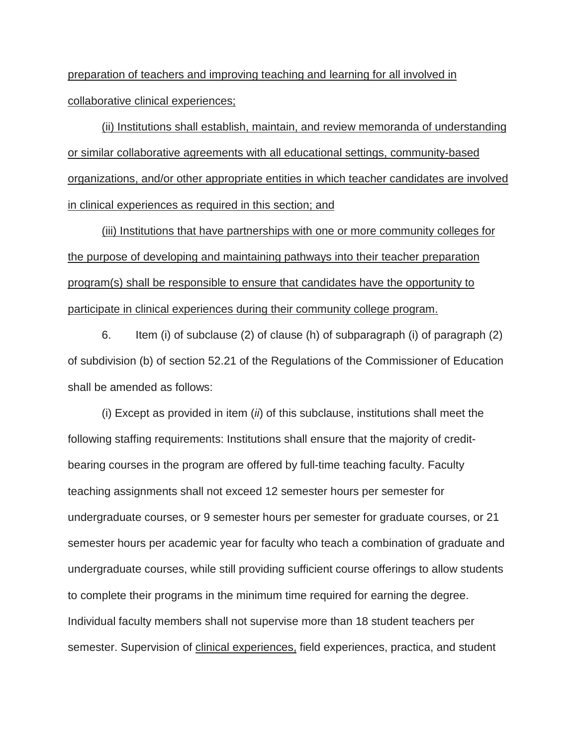preparation of teachers and improving teaching and learning for all involved in collaborative clinical experiences;

(ii) Institutions shall establish, maintain, and review memoranda of understanding or similar collaborative agreements with all educational settings, community-based organizations, and/or other appropriate entities in which teacher candidates are involved in clinical experiences as required in this section; and

(iii) Institutions that have partnerships with one or more community colleges for the purpose of developing and maintaining pathways into their teacher preparation program(s) shall be responsible to ensure that candidates have the opportunity to participate in clinical experiences during their community college program.

6. Item (i) of subclause (2) of clause (h) of subparagraph (i) of paragraph (2) of subdivision (b) of section 52.21 of the Regulations of the Commissioner of Education shall be amended as follows:

(i) Except as provided in item (*ii*) of this subclause, institutions shall meet the following staffing requirements: Institutions shall ensure that the majority of credit-bearing courses in the program are offered by full-time teaching faculty. Faculty teaching assignments shall not exceed 12 semester hours per semester for undergraduate courses, or 9 semester hours per semester for graduate courses, or 21 semester hours per academic year for faculty who teach a combination of graduate and undergraduate courses, while still providing sufficient course offerings to allow students to complete their programs in the minimum time required for earning the degree. Individual faculty members shall not supervise more than 18 student teachers per semester. Supervision of clinical experiences, field experiences, practica, and student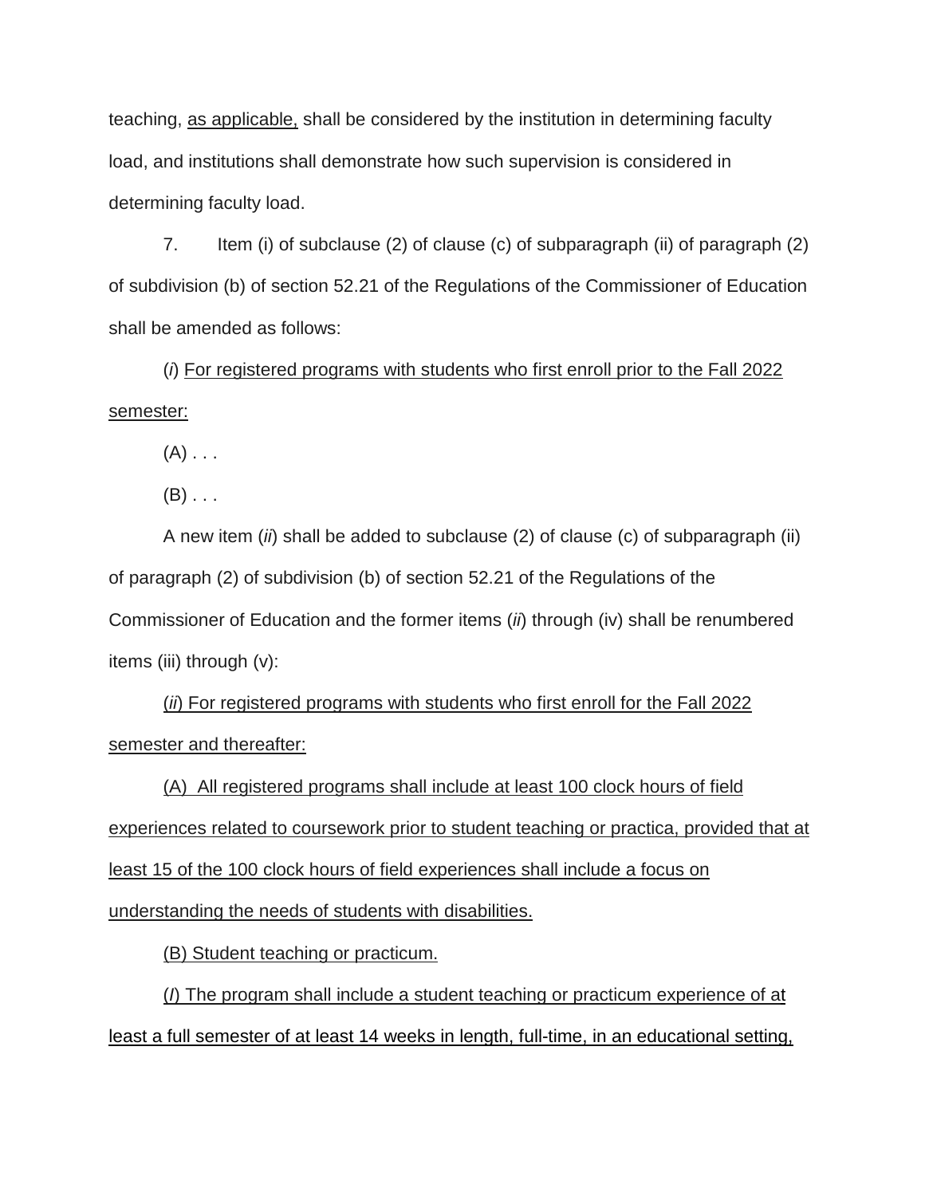teaching, <u>as applicable,</u> shall be considered by the institution in determining faculty load, and institutions shall demonstrate how such supervision is considered in determining faculty load.

7. Item (i) of subclause (2) of clause (c) of subparagraph (ii) of paragraph (2) of subdivision (b) of section 52.21 of the Regulations of the Commissioner of Education shall be amended as follows:

(*i*) <u>For registered programs with students who first enroll prior to the Fall 2022 semester:</u>

(A) . . .

(B) . . .

A new item (*ii*) shall be added to subclause (2) of clause (c) of subparagraph (ii) of paragraph (2) of subdivision (b) of section 52.21 of the Regulations of the Commissioner of Education and the former items (*ii*) through (iv) shall be renumbered items (iii) through (v):

<u>(*ii*) For registered programs with students who first enroll for the Fall 2022 semester and thereafter:</u>

<u>(A) All registered programs shall include at least 100 clock hours of field experiences related to coursework prior to student teaching or practica, provided that at least 15 of the 100 clock hours of field experiences shall include a focus on understanding the needs of students with disabilities.</u>

<u>(B) Student teaching or practicum.</u>

<u>(*I*) The program shall include a student teaching or practicum experience of at least a full semester of at least 14 weeks in length, full-time, in an educational setting,</u>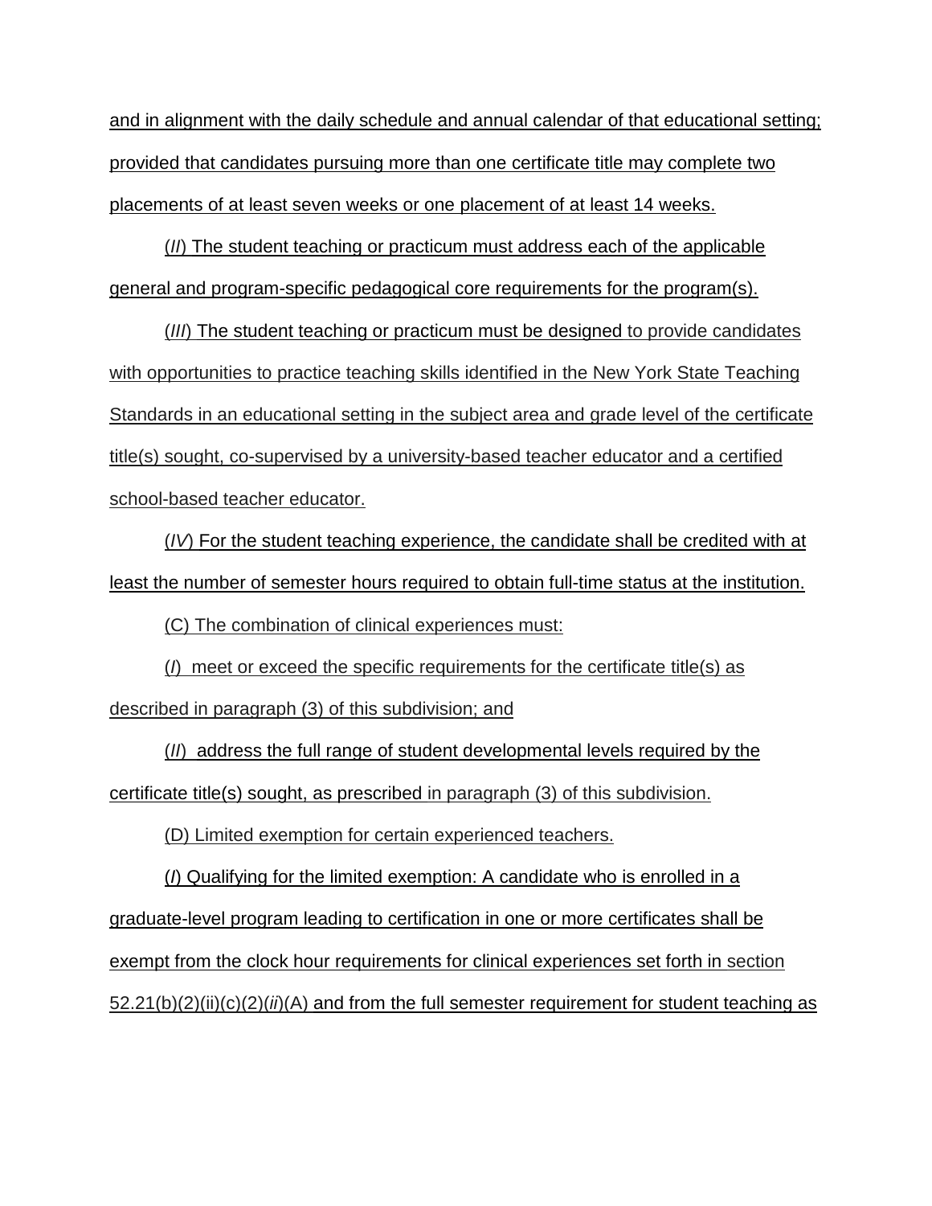and in alignment with the daily schedule and annual calendar of that educational setting; provided that candidates pursuing more than one certificate title may complete two placements of at least seven weeks or one placement of at least 14 weeks.

(*II*) The student teaching or practicum must address each of the applicable general and program-specific pedagogical core requirements for the program(s).

(*III*) The student teaching or practicum must be designed to provide candidates with opportunities to practice teaching skills identified in the New York State Teaching Standards in an educational setting in the subject area and grade level of the certificate title(s) sought, co-supervised by a university-based teacher educator and a certified school-based teacher educator.

(*IV*) For the student teaching experience, the candidate shall be credited with at least the number of semester hours required to obtain full-time status at the institution.

(C) The combination of clinical experiences must:

(*I*) meet or exceed the specific requirements for the certificate title(s) as described in paragraph (3) of this subdivision; and

(*II*) address the full range of student developmental levels required by the certificate title(s) sought, as prescribed in paragraph (3) of this subdivision.

(D) Limited exemption for certain experienced teachers.

(*I*) Qualifying for the limited exemption: A candidate who is enrolled in a graduate-level program leading to certification in one or more certificates shall be exempt from the clock hour requirements for clinical experiences set forth in section 52.21(b)(2)(ii)(c)(2)(*ii*)(A) and from the full semester requirement for student teaching as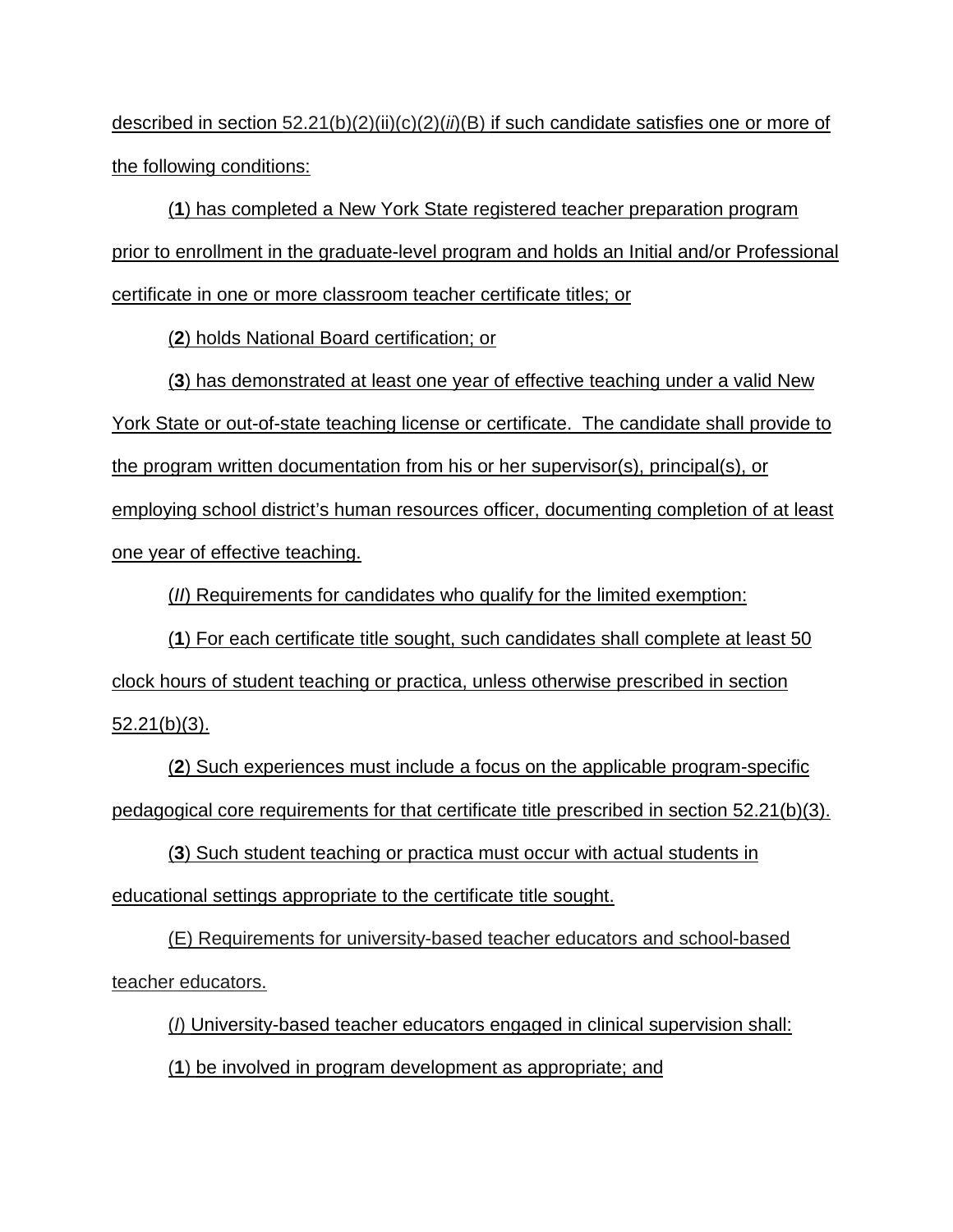described in section 52.21(b)(2)(ii)(c)(2)(*ii*)(B) if such candidate satisfies one or more of the following conditions:

(**1**) has completed a New York State registered teacher preparation program prior to enrollment in the graduate-level program and holds an Initial and/or Professional certificate in one or more classroom teacher certificate titles; or

(**2**) holds National Board certification; or

(**3**) has demonstrated at least one year of effective teaching under a valid New York State or out-of-state teaching license or certificate. The candidate shall provide to the program written documentation from his or her supervisor(s), principal(s), or employing school district's human resources officer, documenting completion of at least one year of effective teaching.

(***II***) Requirements for candidates who qualify for the limited exemption:

(**1**) For each certificate title sought, such candidates shall complete at least 50 clock hours of student teaching or practica, unless otherwise prescribed in section 52.21(b)(3).

(**2**) Such experiences must include a focus on the applicable program-specific pedagogical core requirements for that certificate title prescribed in section 52.21(b)(3).

(**3**) Such student teaching or practica must occur with actual students in educational settings appropriate to the certificate title sought.

(E) Requirements for university-based teacher educators and school-based teacher educators.

(*I*) University-based teacher educators engaged in clinical supervision shall:

(**1**) be involved in program development as appropriate; and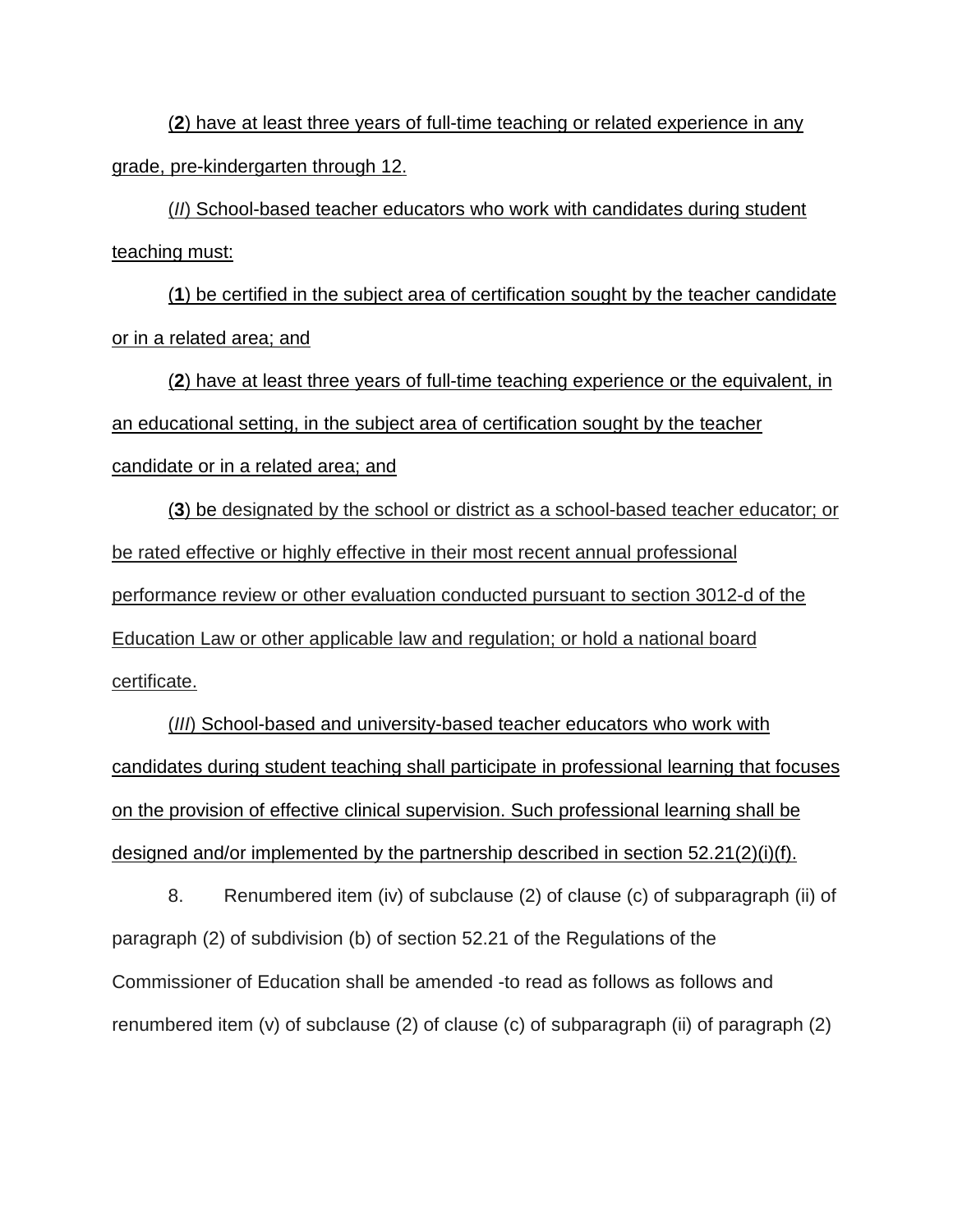(**2**) have at least three years of full-time teaching or related experience in any grade, pre-kindergarten through 12.

(*II*) School-based teacher educators who work with candidates during student teaching must:

(**1**) be certified in the subject area of certification sought by the teacher candidate or in a related area; and

(**2**) have at least three years of full-time teaching experience or the equivalent, in an educational setting, in the subject area of certification sought by the teacher candidate or in a related area; and

(**3**) be designated by the school or district as a school-based teacher educator; or be rated effective or highly effective in their most recent annual professional performance review or other evaluation conducted pursuant to section 3012-d of the Education Law or other applicable law and regulation; or hold a national board certificate.

(*III*) School-based and university-based teacher educators who work with candidates during student teaching shall participate in professional learning that focuses on the provision of effective clinical supervision. Such professional learning shall be designed and/or implemented by the partnership described in section 52.21(2)(i)(f).

8. Renumbered item (iv) of subclause (2) of clause (c) of subparagraph (ii) of paragraph (2) of subdivision (b) of section 52.21 of the Regulations of the Commissioner of Education shall be amended -to read as follows as follows and renumbered item (v) of subclause (2) of clause (c) of subparagraph (ii) of paragraph (2)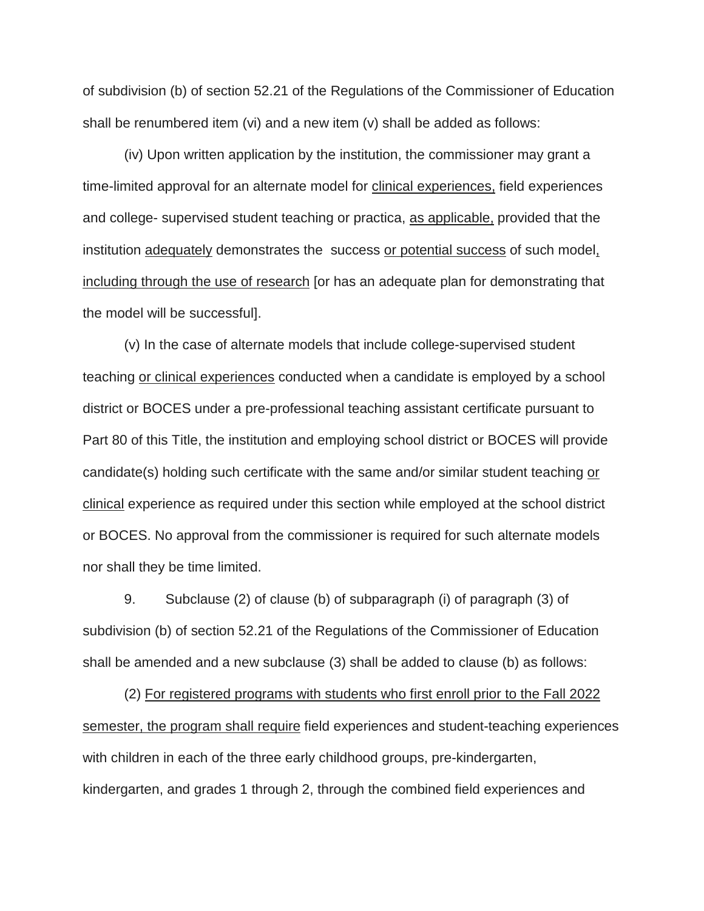of subdivision (b) of section 52.21 of the Regulations of the Commissioner of Education shall be renumbered item (vi) and a new item (v) shall be added as follows:

(iv) Upon written application by the institution, the commissioner may grant a time-limited approval for an alternate model for <u>clinical experiences,</u> field experiences and college- supervised student teaching or practica, <u>as applicable,</u> provided that the institution <u>adequately</u> demonstrates the success <u>or potential success</u> of such model<u>, including through the use of research</u> [or has an adequate plan for demonstrating that the model will be successful].

(v) In the case of alternate models that include college-supervised student teaching <u>or clinical experiences</u> conducted when a candidate is employed by a school district or BOCES under a pre-professional teaching assistant certificate pursuant to Part 80 of this Title, the institution and employing school district or BOCES will provide candidate(s) holding such certificate with the same and/or similar student teaching <u>or clinical</u> experience as required under this section while employed at the school district or BOCES. No approval from the commissioner is required for such alternate models nor shall they be time limited.

9. Subclause (2) of clause (b) of subparagraph (i) of paragraph (3) of subdivision (b) of section 52.21 of the Regulations of the Commissioner of Education shall be amended and a new subclause (3) shall be added to clause (b) as follows:

(2) <u>For registered programs with students who first enroll prior to the Fall 2022 semester, the program shall require</u> field experiences and student-teaching experiences with children in each of the three early childhood groups, pre-kindergarten, kindergarten, and grades 1 through 2, through the combined field experiences and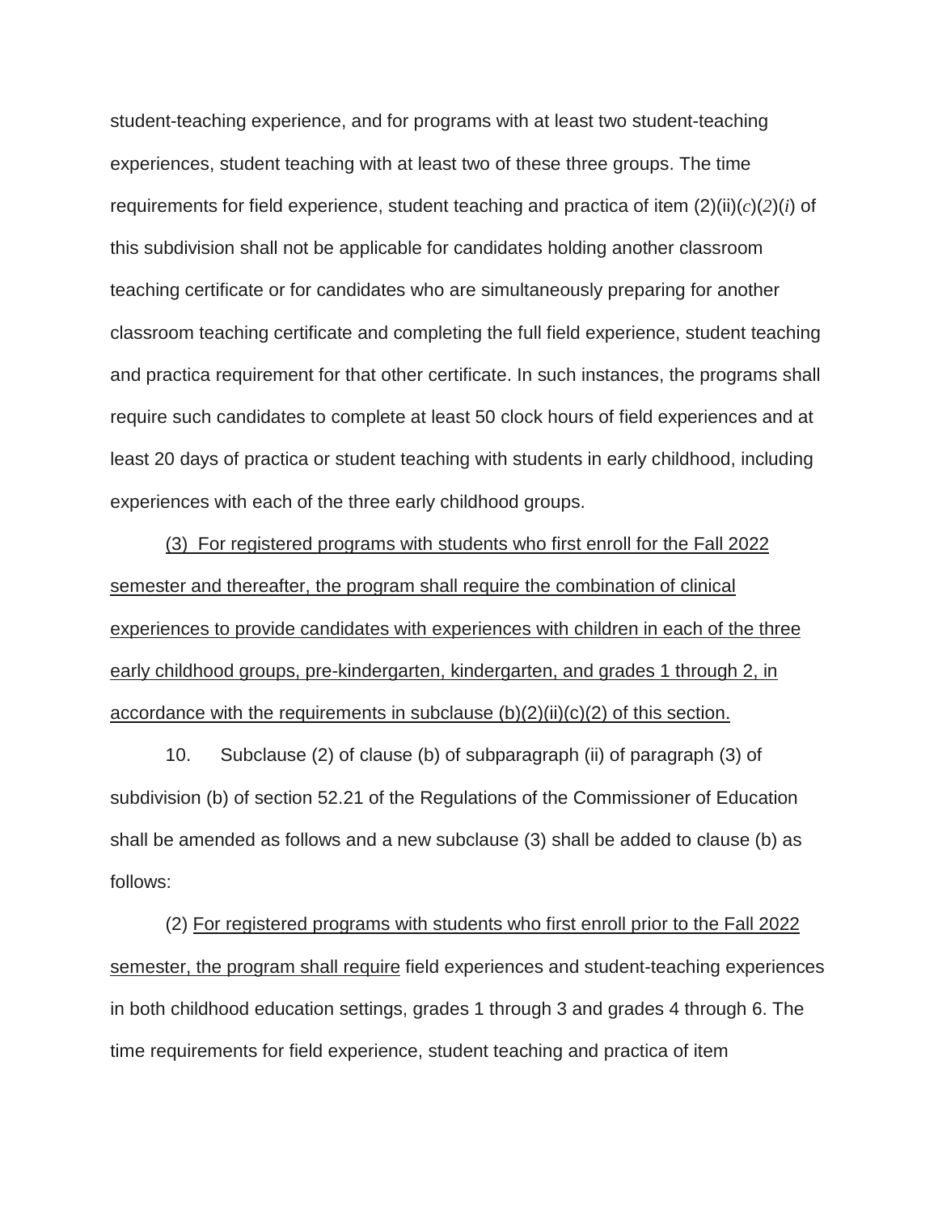student-teaching experience, and for programs with at least two student-teaching experiences, student teaching with at least two of these three groups. The time requirements for field experience, student teaching and practica of item (2)(ii)(*c*)(*2*)(*i*) of this subdivision shall not be applicable for candidates holding another classroom teaching certificate or for candidates who are simultaneously preparing for another classroom teaching certificate and completing the full field experience, student teaching and practica requirement for that other certificate. In such instances, the programs shall require such candidates to complete at least 50 clock hours of field experiences and at least 20 days of practica or student teaching with students in early childhood, including experiences with each of the three early childhood groups.

<u>(3) For registered programs with students who first enroll for the Fall 2022 semester and thereafter, the program shall require the combination of clinical experiences to provide candidates with experiences with children in each of the three early childhood groups, pre-kindergarten, kindergarten, and grades 1 through 2, in accordance with the requirements in subclause (b)(2)(ii)(c)(2) of this section.</u>

10. Subclause (2) of clause (b) of subparagraph (ii) of paragraph (3) of subdivision (b) of section 52.21 of the Regulations of the Commissioner of Education shall be amended as follows and a new subclause (3) shall be added to clause (b) as follows:

(2) <u>For registered programs with students who first enroll prior to the Fall 2022 semester, the program shall require</u> field experiences and student-teaching experiences in both childhood education settings, grades 1 through 3 and grades 4 through 6. The time requirements for field experience, student teaching and practica of item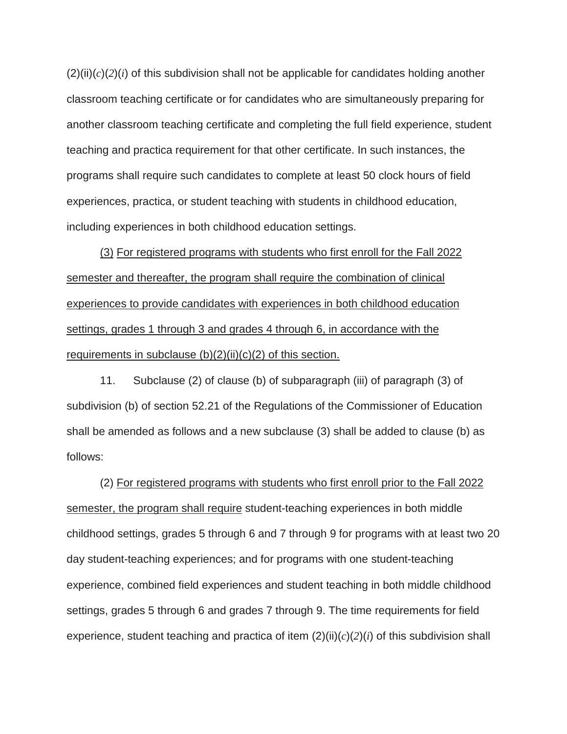(2)(ii)(*c*)(*2*)(*i*) of this subdivision shall not be applicable for candidates holding another classroom teaching certificate or for candidates who are simultaneously preparing for another classroom teaching certificate and completing the full field experience, student teaching and practica requirement for that other certificate. In such instances, the programs shall require such candidates to complete at least 50 clock hours of field experiences, practica, or student teaching with students in childhood education, including experiences in both childhood education settings.

<u>(3)</u> <u>For registered programs with students who first enroll for the Fall 2022 semester and thereafter, the program shall require the combination of clinical experiences to provide candidates with experiences in both childhood education settings, grades 1 through 3 and grades 4 through 6, in accordance with the requirements in subclause (b)(2)(ii)(c)(2) of this section.</u>

11. Subclause (2) of clause (b) of subparagraph (iii) of paragraph (3) of subdivision (b) of section 52.21 of the Regulations of the Commissioner of Education shall be amended as follows and a new subclause (3) shall be added to clause (b) as follows:

(2) <u>For registered programs with students who first enroll prior to the Fall 2022 semester, the program shall require</u> student-teaching experiences in both middle childhood settings, grades 5 through 6 and 7 through 9 for programs with at least two 20 day student-teaching experiences; and for programs with one student-teaching experience, combined field experiences and student teaching in both middle childhood settings, grades 5 through 6 and grades 7 through 9. The time requirements for field experience, student teaching and practica of item (2)(ii)(*c*)(*2*)(*i*) of this subdivision shall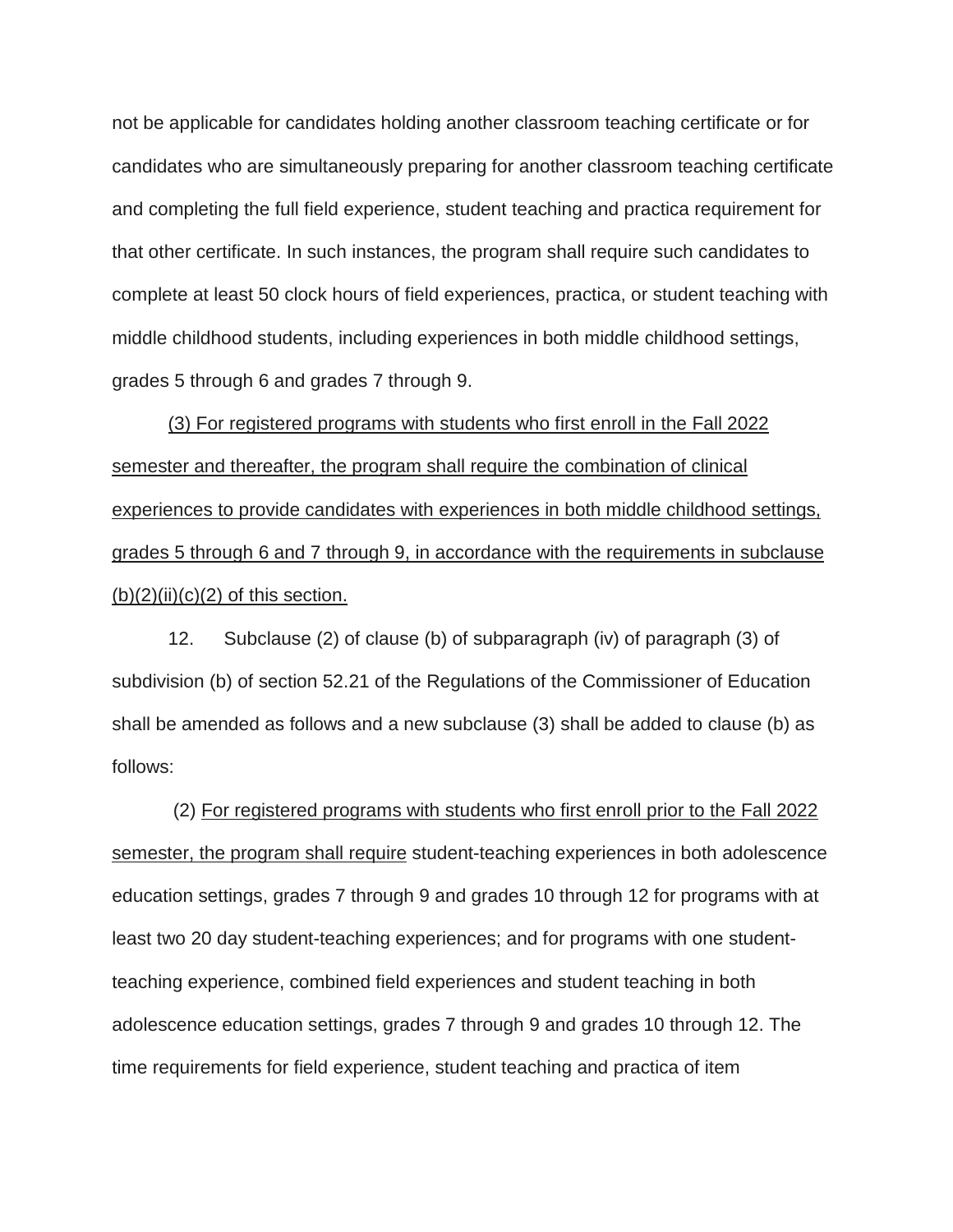not be applicable for candidates holding another classroom teaching certificate or for candidates who are simultaneously preparing for another classroom teaching certificate and completing the full field experience, student teaching and practica requirement for that other certificate. In such instances, the program shall require such candidates to complete at least 50 clock hours of field experiences, practica, or student teaching with middle childhood students, including experiences in both middle childhood settings, grades 5 through 6 and grades 7 through 9.

<u>(3) For registered programs with students who first enroll in the Fall 2022 semester and thereafter, the program shall require the combination of clinical experiences to provide candidates with experiences in both middle childhood settings, grades 5 through 6 and 7 through 9, in accordance with the requirements in subclause (b)(2)(ii)(c)(2) of this section.</u>

12. Subclause (2) of clause (b) of subparagraph (iv) of paragraph (3) of subdivision (b) of section 52.21 of the Regulations of the Commissioner of Education shall be amended as follows and a new subclause (3) shall be added to clause (b) as follows:

(2) <u>For registered programs with students who first enroll prior to the Fall 2022 semester, the program shall require</u> student-teaching experiences in both adolescence education settings, grades 7 through 9 and grades 10 through 12 for programs with at least two 20 day student-teaching experiences; and for programs with one student-teaching experience, combined field experiences and student teaching in both adolescence education settings, grades 7 through 9 and grades 10 through 12. The time requirements for field experience, student teaching and practica of item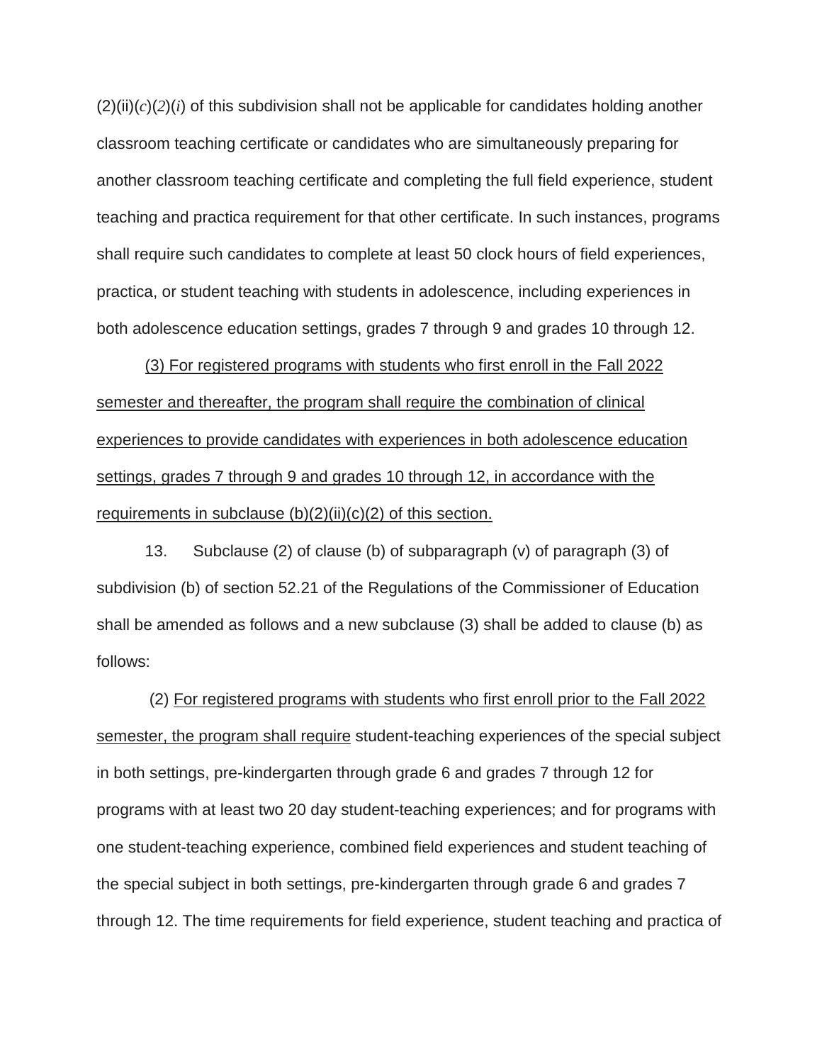(2)(ii)(*c*)(*2*)(*i*) of this subdivision shall not be applicable for candidates holding another classroom teaching certificate or candidates who are simultaneously preparing for another classroom teaching certificate and completing the full field experience, student teaching and practica requirement for that other certificate. In such instances, programs shall require such candidates to complete at least 50 clock hours of field experiences, practica, or student teaching with students in adolescence, including experiences in both adolescence education settings, grades 7 through 9 and grades 10 through 12.

<u>(3) For registered programs with students who first enroll in the Fall 2022 semester and thereafter, the program shall require the combination of clinical experiences to provide candidates with experiences in both adolescence education settings, grades 7 through 9 and grades 10 through 12, in accordance with the requirements in subclause (b)(2)(ii)(c)(2) of this section.</u>

13. Subclause (2) of clause (b) of subparagraph (v) of paragraph (3) of subdivision (b) of section 52.21 of the Regulations of the Commissioner of Education shall be amended as follows and a new subclause (3) shall be added to clause (b) as follows:

(2) <u>For registered programs with students who first enroll prior to the Fall 2022 semester, the program shall require</u> student-teaching experiences of the special subject in both settings, pre-kindergarten through grade 6 and grades 7 through 12 for programs with at least two 20 day student-teaching experiences; and for programs with one student-teaching experience, combined field experiences and student teaching of the special subject in both settings, pre-kindergarten through grade 6 and grades 7 through 12. The time requirements for field experience, student teaching and practica of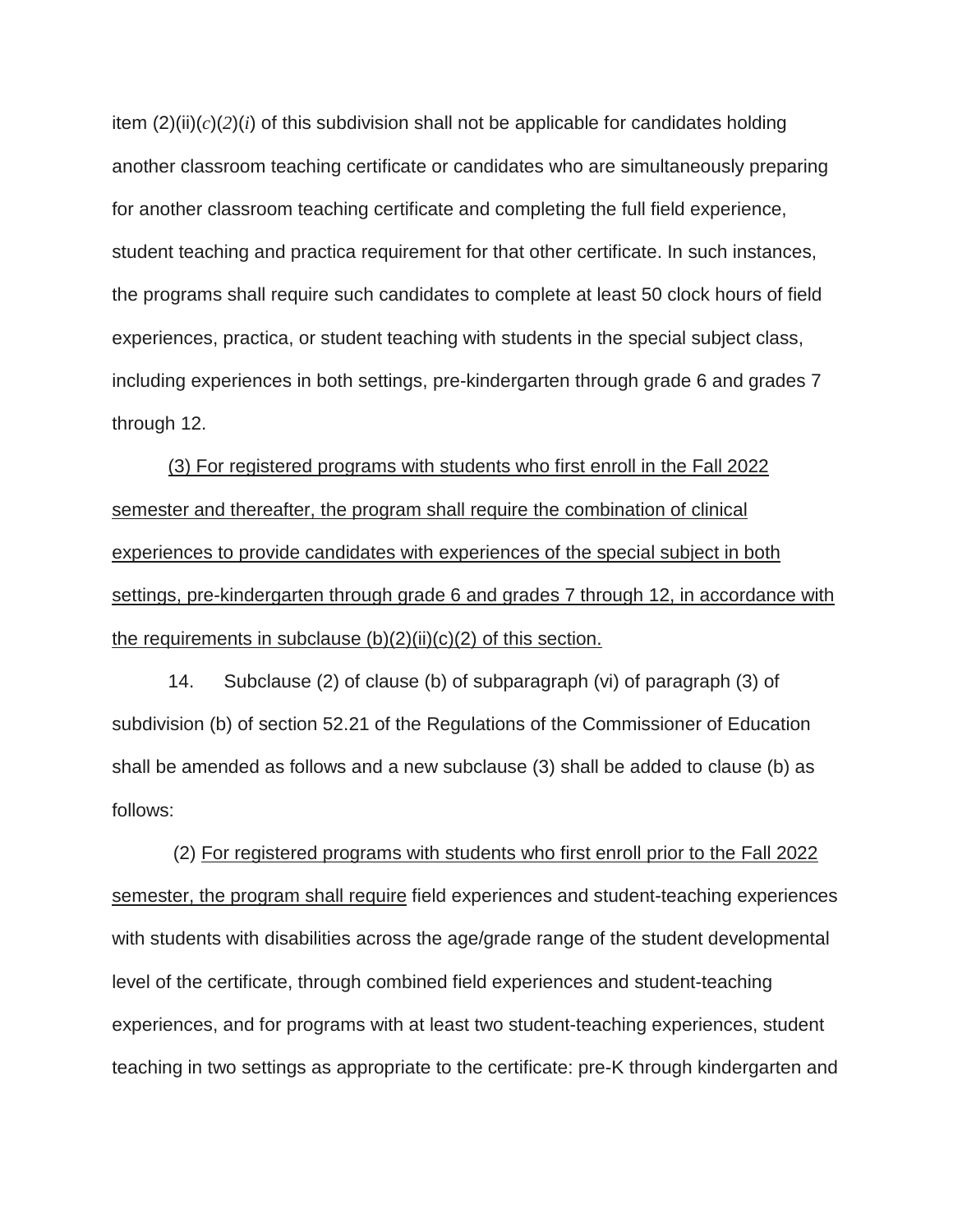item (2)(ii)(*c*)(*2*)(*i*) of this subdivision shall not be applicable for candidates holding another classroom teaching certificate or candidates who are simultaneously preparing for another classroom teaching certificate and completing the full field experience, student teaching and practica requirement for that other certificate. In such instances, the programs shall require such candidates to complete at least 50 clock hours of field experiences, practica, or student teaching with students in the special subject class, including experiences in both settings, pre-kindergarten through grade 6 and grades 7 through 12.

<u>(3) For registered programs with students who first enroll in the Fall 2022 semester and thereafter, the program shall require the combination of clinical experiences to provide candidates with experiences of the special subject in both settings, pre-kindergarten through grade 6 and grades 7 through 12, in accordance with the requirements in subclause (b)(2)(ii)(c)(2) of this section.</u>

14. Subclause (2) of clause (b) of subparagraph (vi) of paragraph (3) of subdivision (b) of section 52.21 of the Regulations of the Commissioner of Education shall be amended as follows and a new subclause (3) shall be added to clause (b) as follows:

(2) <u>For registered programs with students who first enroll prior to the Fall 2022 semester, the program shall require</u> field experiences and student-teaching experiences with students with disabilities across the age/grade range of the student developmental level of the certificate, through combined field experiences and student-teaching experiences, and for programs with at least two student-teaching experiences, student teaching in two settings as appropriate to the certificate: pre-K through kindergarten and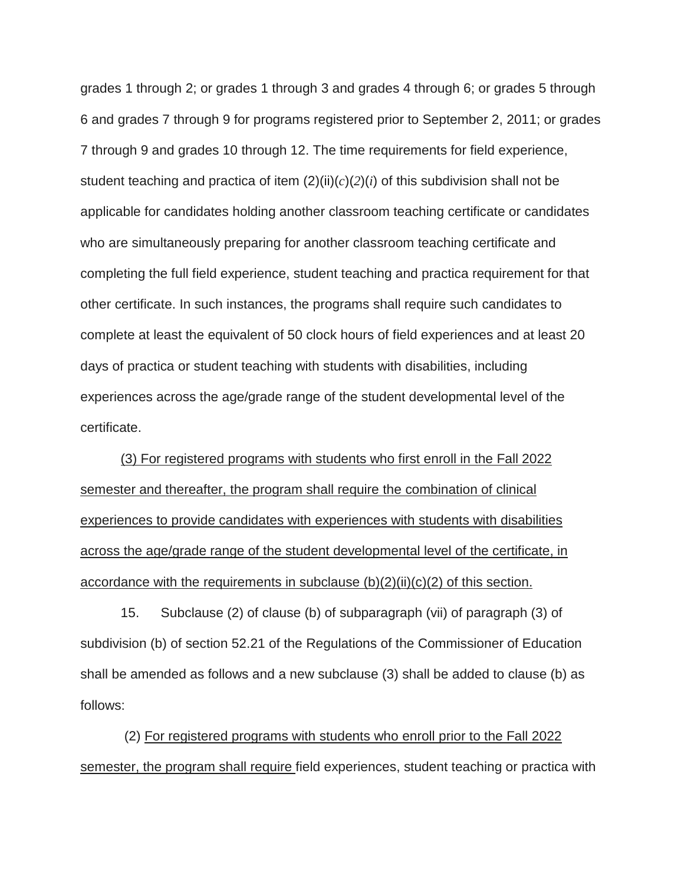grades 1 through 2; or grades 1 through 3 and grades 4 through 6; or grades 5 through 6 and grades 7 through 9 for programs registered prior to September 2, 2011; or grades 7 through 9 and grades 10 through 12. The time requirements for field experience, student teaching and practica of item (2)(ii)(*c*)(*2*)(*i*) of this subdivision shall not be applicable for candidates holding another classroom teaching certificate or candidates who are simultaneously preparing for another classroom teaching certificate and completing the full field experience, student teaching and practica requirement for that other certificate. In such instances, the programs shall require such candidates to complete at least the equivalent of 50 clock hours of field experiences and at least 20 days of practica or student teaching with students with disabilities, including experiences across the age/grade range of the student developmental level of the certificate.

<u>(3) For registered programs with students who first enroll in the Fall 2022 semester and thereafter, the program shall require the combination of clinical experiences to provide candidates with experiences with students with disabilities across the age/grade range of the student developmental level of the certificate, in accordance with the requirements in subclause (b)(2)(ii)(c)(2) of this section.</u>

15. Subclause (2) of clause (b) of subparagraph (vii) of paragraph (3) of subdivision (b) of section 52.21 of the Regulations of the Commissioner of Education shall be amended as follows and a new subclause (3) shall be added to clause (b) as follows:

(2) <u>For registered programs with students who enroll prior to the Fall 2022 semester, the program shall require</u> field experiences, student teaching or practica with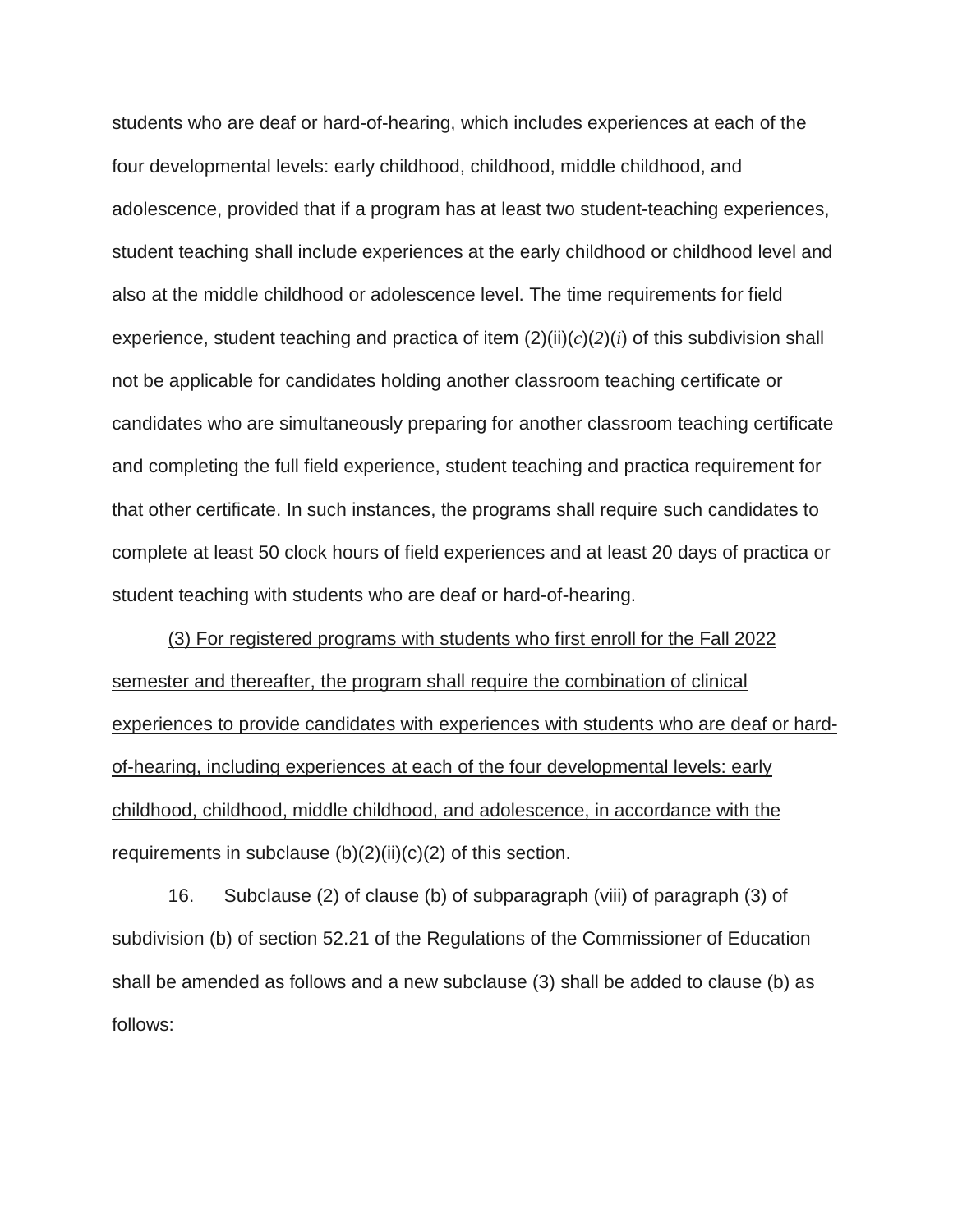students who are deaf or hard-of-hearing, which includes experiences at each of the four developmental levels: early childhood, childhood, middle childhood, and adolescence, provided that if a program has at least two student-teaching experiences, student teaching shall include experiences at the early childhood or childhood level and also at the middle childhood or adolescence level. The time requirements for field experience, student teaching and practica of item (2)(ii)(*c*)(*2*)(*i*) of this subdivision shall not be applicable for candidates holding another classroom teaching certificate or candidates who are simultaneously preparing for another classroom teaching certificate and completing the full field experience, student teaching and practica requirement for that other certificate. In such instances, the programs shall require such candidates to complete at least 50 clock hours of field experiences and at least 20 days of practica or student teaching with students who are deaf or hard-of-hearing.

<u>(3) For registered programs with students who first enroll for the Fall 2022 semester and thereafter, the program shall require the combination of clinical experiences to provide candidates with experiences with students who are deaf or hard-of-hearing, including experiences at each of the four developmental levels: early childhood, childhood, middle childhood, and adolescence, in accordance with the requirements in subclause (b)(2)(ii)(c)(2) of this section.</u>

16. Subclause (2) of clause (b) of subparagraph (viii) of paragraph (3) of subdivision (b) of section 52.21 of the Regulations of the Commissioner of Education shall be amended as follows and a new subclause (3) shall be added to clause (b) as follows: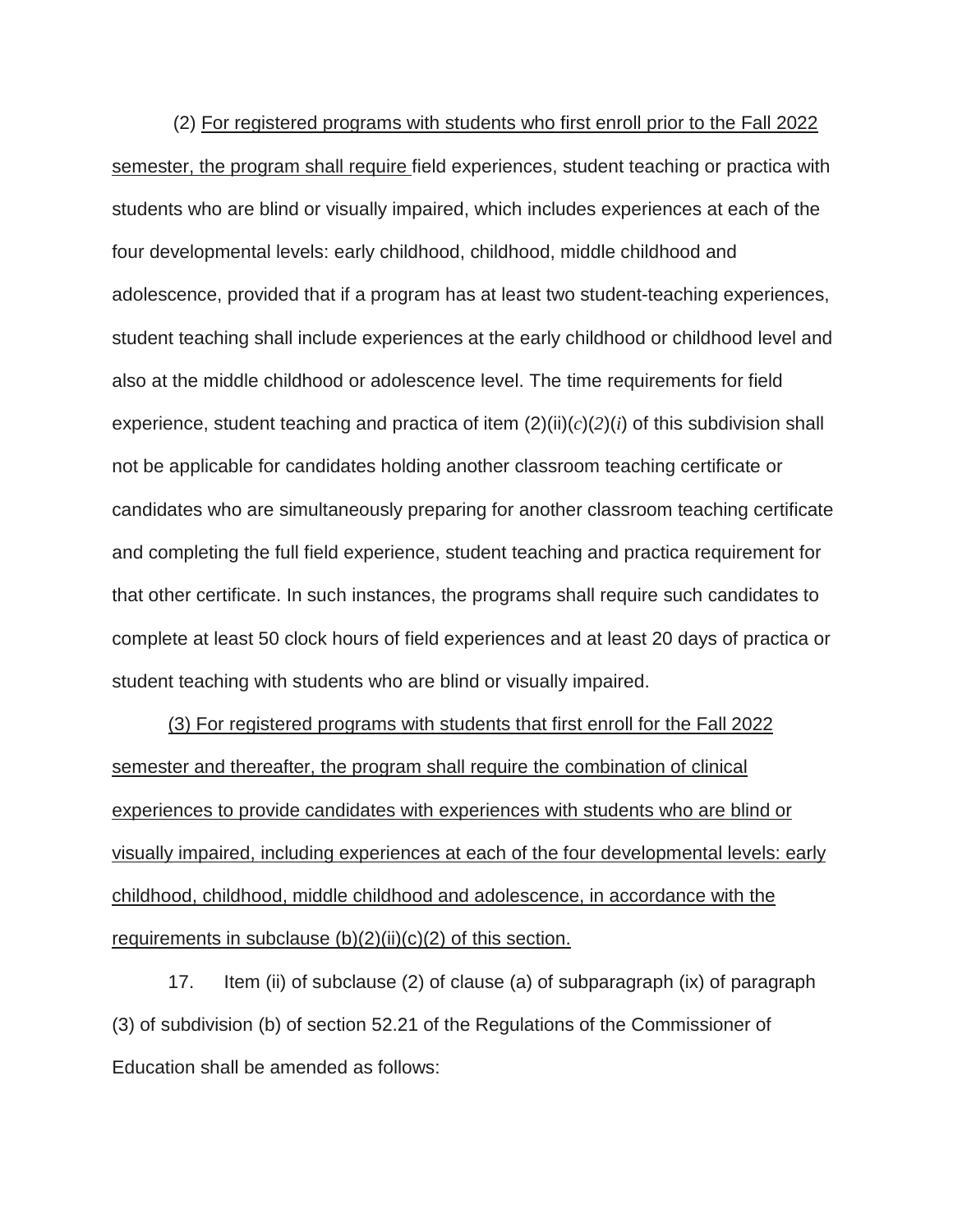(2) <u>For registered programs with students who first enroll prior to the Fall 2022 semester, the program shall require</u> field experiences, student teaching or practica with students who are blind or visually impaired, which includes experiences at each of the four developmental levels: early childhood, childhood, middle childhood and adolescence, provided that if a program has at least two student-teaching experiences, student teaching shall include experiences at the early childhood or childhood level and also at the middle childhood or adolescence level. The time requirements for field experience, student teaching and practica of item (2)(ii)(*c*)(*2*)(*i*) of this subdivision shall not be applicable for candidates holding another classroom teaching certificate or candidates who are simultaneously preparing for another classroom teaching certificate and completing the full field experience, student teaching and practica requirement for that other certificate. In such instances, the programs shall require such candidates to complete at least 50 clock hours of field experiences and at least 20 days of practica or student teaching with students who are blind or visually impaired.

<u>(3) For registered programs with students that first enroll for the Fall 2022 semester and thereafter, the program shall require the combination of clinical experiences to provide candidates with experiences with students who are blind or visually impaired, including experiences at each of the four developmental levels: early childhood, childhood, middle childhood and adolescence, in accordance with the requirements in subclause (b)(2)(ii)(c)(2) of this section.</u>

17. Item (ii) of subclause (2) of clause (a) of subparagraph (ix) of paragraph (3) of subdivision (b) of section 52.21 of the Regulations of the Commissioner of Education shall be amended as follows: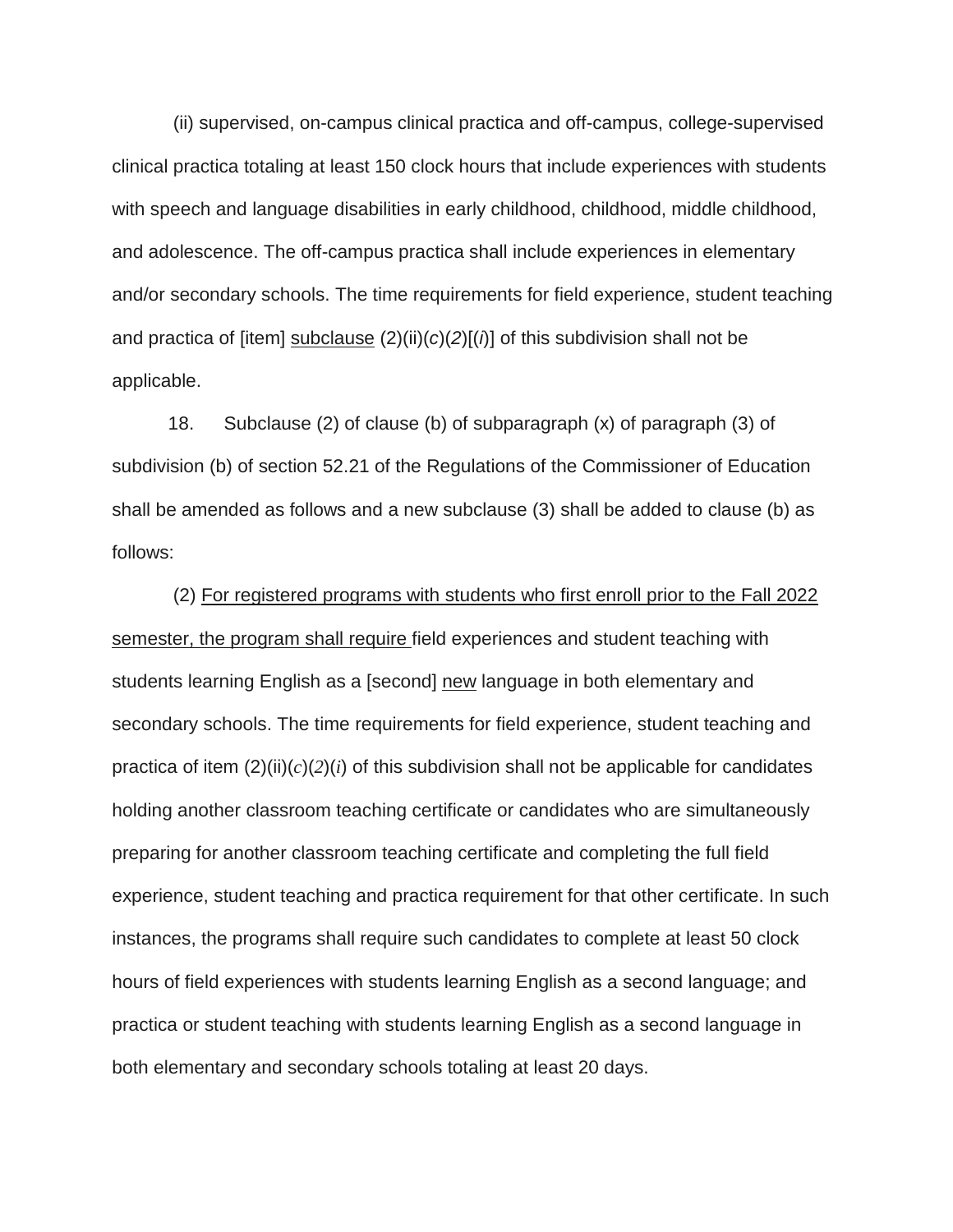(ii) supervised, on-campus clinical practica and off-campus, college-supervised clinical practica totaling at least 150 clock hours that include experiences with students with speech and language disabilities in early childhood, childhood, middle childhood, and adolescence. The off-campus practica shall include experiences in elementary and/or secondary schools. The time requirements for field experience, student teaching and practica of [item] <u>subclause</u> (2)(ii)(*c*)(*2*)[(*i*)] of this subdivision shall not be applicable.

18. Subclause (2) of clause (b) of subparagraph (x) of paragraph (3) of subdivision (b) of section 52.21 of the Regulations of the Commissioner of Education shall be amended as follows and a new subclause (3) shall be added to clause (b) as follows:

(2) <u>For registered programs with students who first enroll prior to the Fall 2022 semester, the program shall require</u> field experiences and student teaching with students learning English as a [second] <u>new</u> language in both elementary and secondary schools. The time requirements for field experience, student teaching and practica of item (2)(ii)(*c*)(*2*)(*i*) of this subdivision shall not be applicable for candidates holding another classroom teaching certificate or candidates who are simultaneously preparing for another classroom teaching certificate and completing the full field experience, student teaching and practica requirement for that other certificate. In such instances, the programs shall require such candidates to complete at least 50 clock hours of field experiences with students learning English as a second language; and practica or student teaching with students learning English as a second language in both elementary and secondary schools totaling at least 20 days.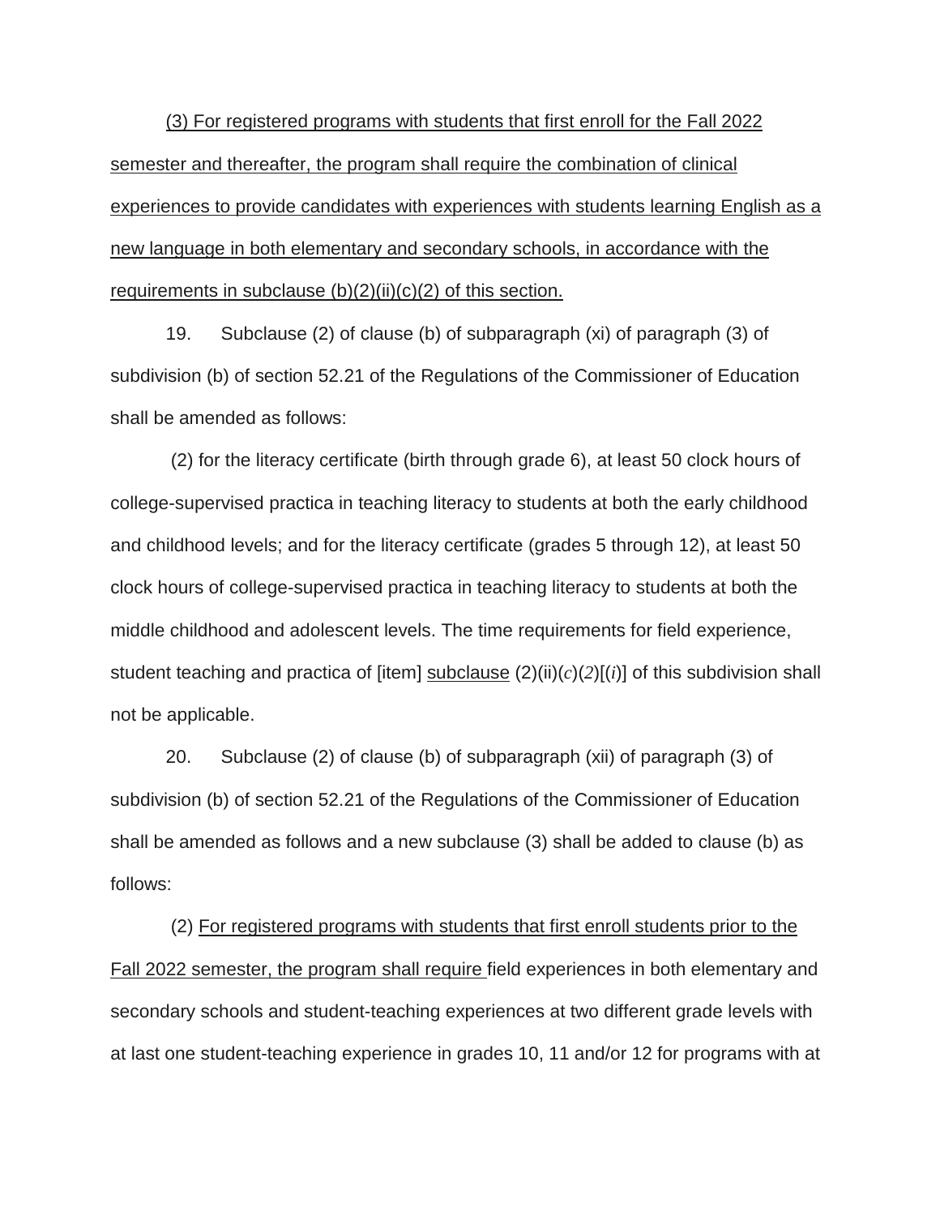<u>(3) For registered programs with students that first enroll for the Fall 2022 semester and thereafter, the program shall require the combination of clinical experiences to provide candidates with experiences with students learning English as a new language in both elementary and secondary schools, in accordance with the requirements in subclause (b)(2)(ii)(c)(2) of this section.</u>

19. Subclause (2) of clause (b) of subparagraph (xi) of paragraph (3) of subdivision (b) of section 52.21 of the Regulations of the Commissioner of Education shall be amended as follows:

(2) for the literacy certificate (birth through grade 6), at least 50 clock hours of college-supervised practica in teaching literacy to students at both the early childhood and childhood levels; and for the literacy certificate (grades 5 through 12), at least 50 clock hours of college-supervised practica in teaching literacy to students at both the middle childhood and adolescent levels. The time requirements for field experience, student teaching and practica of [item] <u>subclause</u> (2)(ii)(*c*)(*2*)[(*i*)] of this subdivision shall not be applicable.

20. Subclause (2) of clause (b) of subparagraph (xii) of paragraph (3) of subdivision (b) of section 52.21 of the Regulations of the Commissioner of Education shall be amended as follows and a new subclause (3) shall be added to clause (b) as follows:

(2) <u>For registered programs with students that first enroll students prior to the Fall 2022 semester, the program shall require</u> field experiences in both elementary and secondary schools and student-teaching experiences at two different grade levels with at last one student-teaching experience in grades 10, 11 and/or 12 for programs with at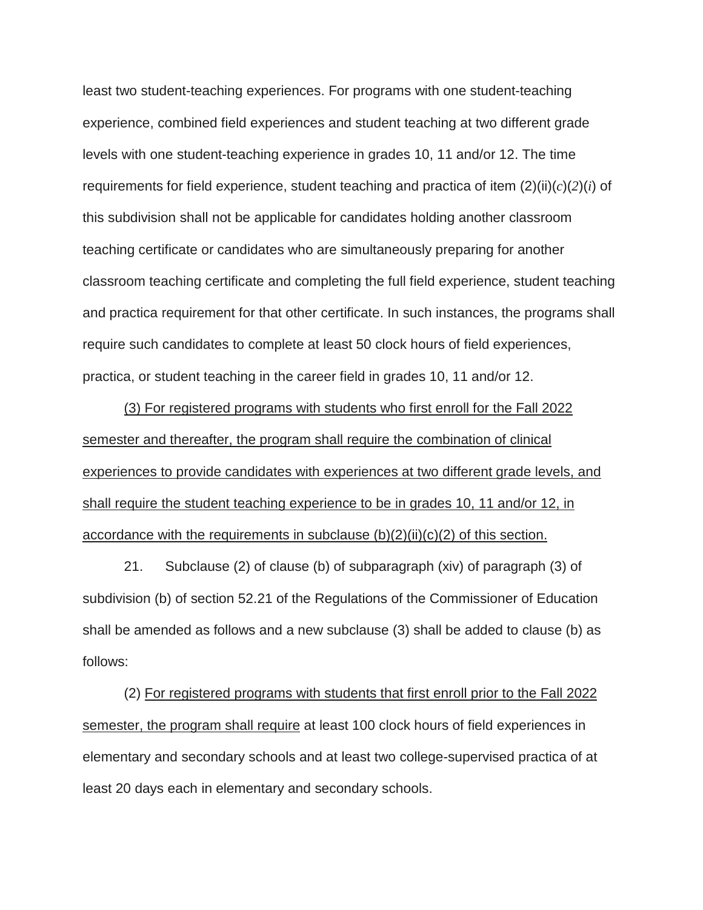least two student-teaching experiences. For programs with one student-teaching experience, combined field experiences and student teaching at two different grade levels with one student-teaching experience in grades 10, 11 and/or 12. The time requirements for field experience, student teaching and practica of item (2)(ii)(*c*)(*2*)(*i*) of this subdivision shall not be applicable for candidates holding another classroom teaching certificate or candidates who are simultaneously preparing for another classroom teaching certificate and completing the full field experience, student teaching and practica requirement for that other certificate. In such instances, the programs shall require such candidates to complete at least 50 clock hours of field experiences, practica, or student teaching in the career field in grades 10, 11 and/or 12.

<u>(3) For registered programs with students who first enroll for the Fall 2022 semester and thereafter, the program shall require the combination of clinical experiences to provide candidates with experiences at two different grade levels, and shall require the student teaching experience to be in grades 10, 11 and/or 12, in accordance with the requirements in subclause (b)(2)(ii)(c)(2) of this section.</u>

21. Subclause (2) of clause (b) of subparagraph (xiv) of paragraph (3) of subdivision (b) of section 52.21 of the Regulations of the Commissioner of Education shall be amended as follows and a new subclause (3) shall be added to clause (b) as follows:

(2) <u>For registered programs with students that first enroll prior to the Fall 2022 semester, the program shall require</u> at least 100 clock hours of field experiences in elementary and secondary schools and at least two college-supervised practica of at least 20 days each in elementary and secondary schools.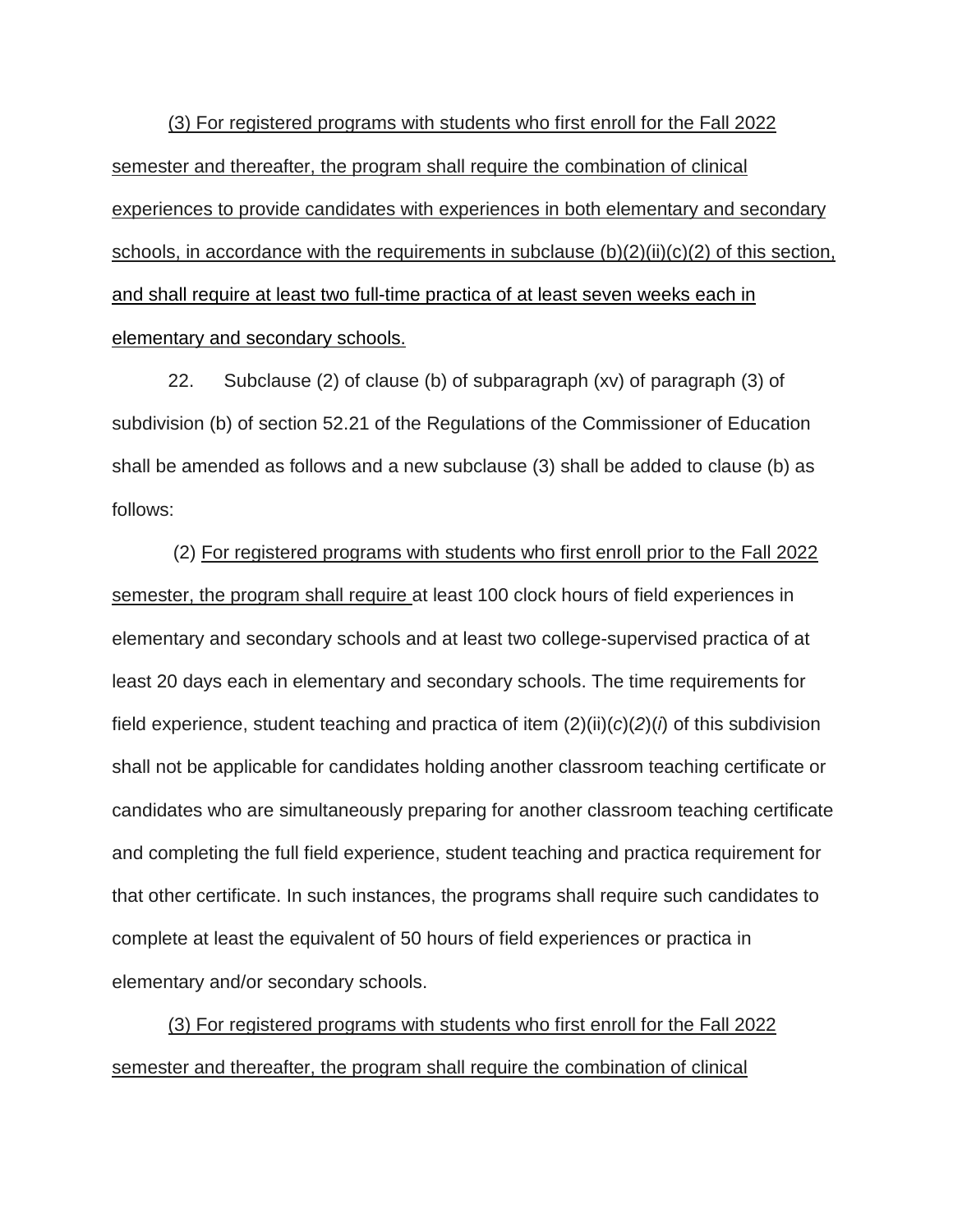(3) For registered programs with students who first enroll for the Fall 2022 semester and thereafter, the program shall require the combination of clinical experiences to provide candidates with experiences in both elementary and secondary schools, in accordance with the requirements in subclause (b)(2)(ii)(c)(2) of this section, and shall require at least two full-time practica of at least seven weeks each in elementary and secondary schools.

22. Subclause (2) of clause (b) of subparagraph (xv) of paragraph (3) of subdivision (b) of section 52.21 of the Regulations of the Commissioner of Education shall be amended as follows and a new subclause (3) shall be added to clause (b) as follows:

(2) For registered programs with students who first enroll prior to the Fall 2022 semester, the program shall require at least 100 clock hours of field experiences in elementary and secondary schools and at least two college-supervised practica of at least 20 days each in elementary and secondary schools. The time requirements for field experience, student teaching and practica of item (2)(ii)(*c*)(*2*)(*i*) of this subdivision shall not be applicable for candidates holding another classroom teaching certificate or candidates who are simultaneously preparing for another classroom teaching certificate and completing the full field experience, student teaching and practica requirement for that other certificate. In such instances, the programs shall require such candidates to complete at least the equivalent of 50 hours of field experiences or practica in elementary and/or secondary schools.

(3) For registered programs with students who first enroll for the Fall 2022 semester and thereafter, the program shall require the combination of clinical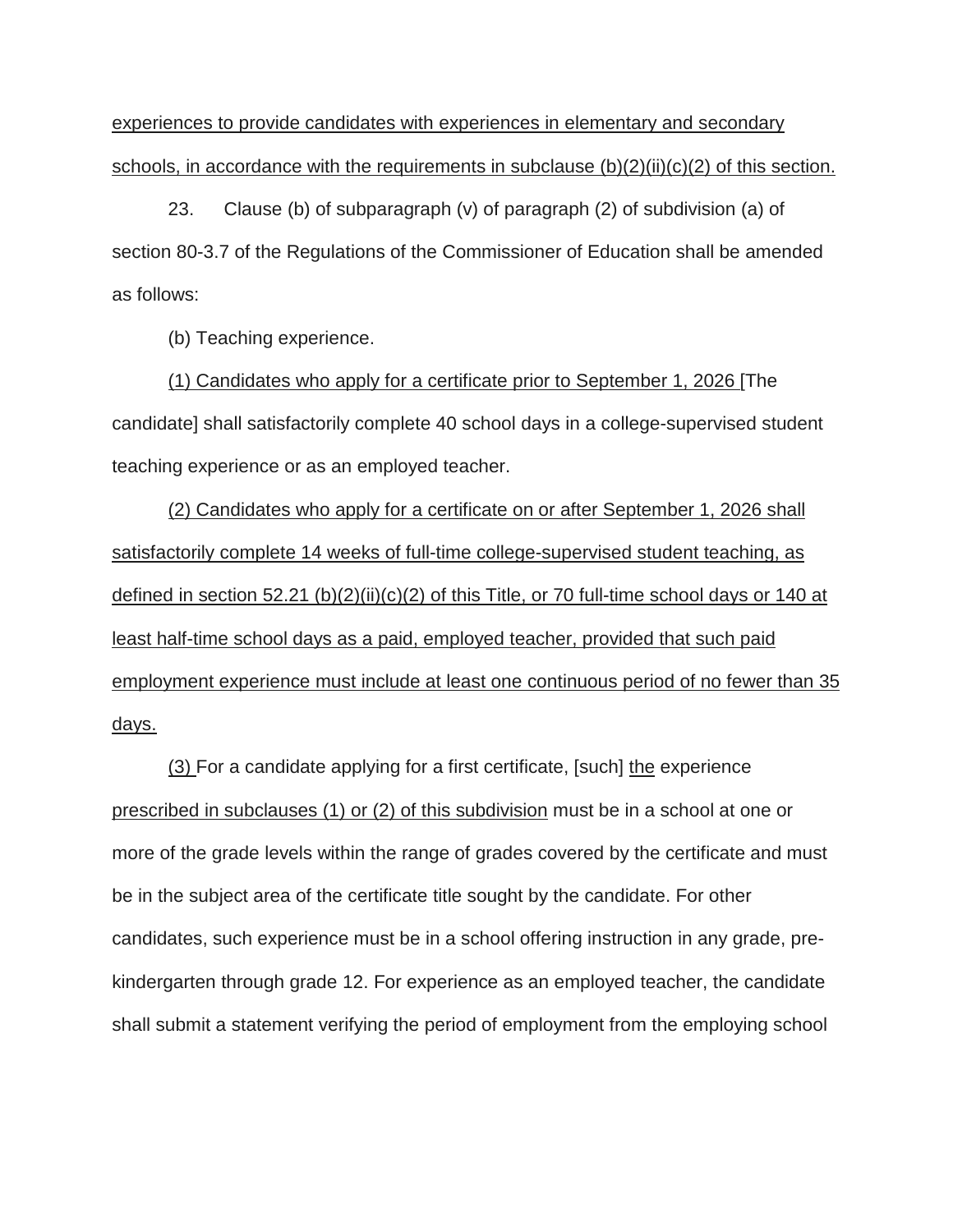experiences to provide candidates with experiences in elementary and secondary schools, in accordance with the requirements in subclause (b)(2)(ii)(c)(2) of this section.

23. Clause (b) of subparagraph (v) of paragraph (2) of subdivision (a) of section 80-3.7 of the Regulations of the Commissioner of Education shall be amended as follows:

(b) Teaching experience.

(1) Candidates who apply for a certificate prior to September 1, 2026 [The candidate] shall satisfactorily complete 40 school days in a college-supervised student teaching experience or as an employed teacher.

(2) Candidates who apply for a certificate on or after September 1, 2026 shall satisfactorily complete 14 weeks of full-time college-supervised student teaching, as defined in section 52.21 (b)(2)(ii)(c)(2) of this Title, or 70 full-time school days or 140 at least half-time school days as a paid, employed teacher, provided that such paid employment experience must include at least one continuous period of no fewer than 35 days.

(3) For a candidate applying for a first certificate, [such] the experience prescribed in subclauses (1) or (2) of this subdivision must be in a school at one or more of the grade levels within the range of grades covered by the certificate and must be in the subject area of the certificate title sought by the candidate. For other candidates, such experience must be in a school offering instruction in any grade, pre-kindergarten through grade 12. For experience as an employed teacher, the candidate shall submit a statement verifying the period of employment from the employing school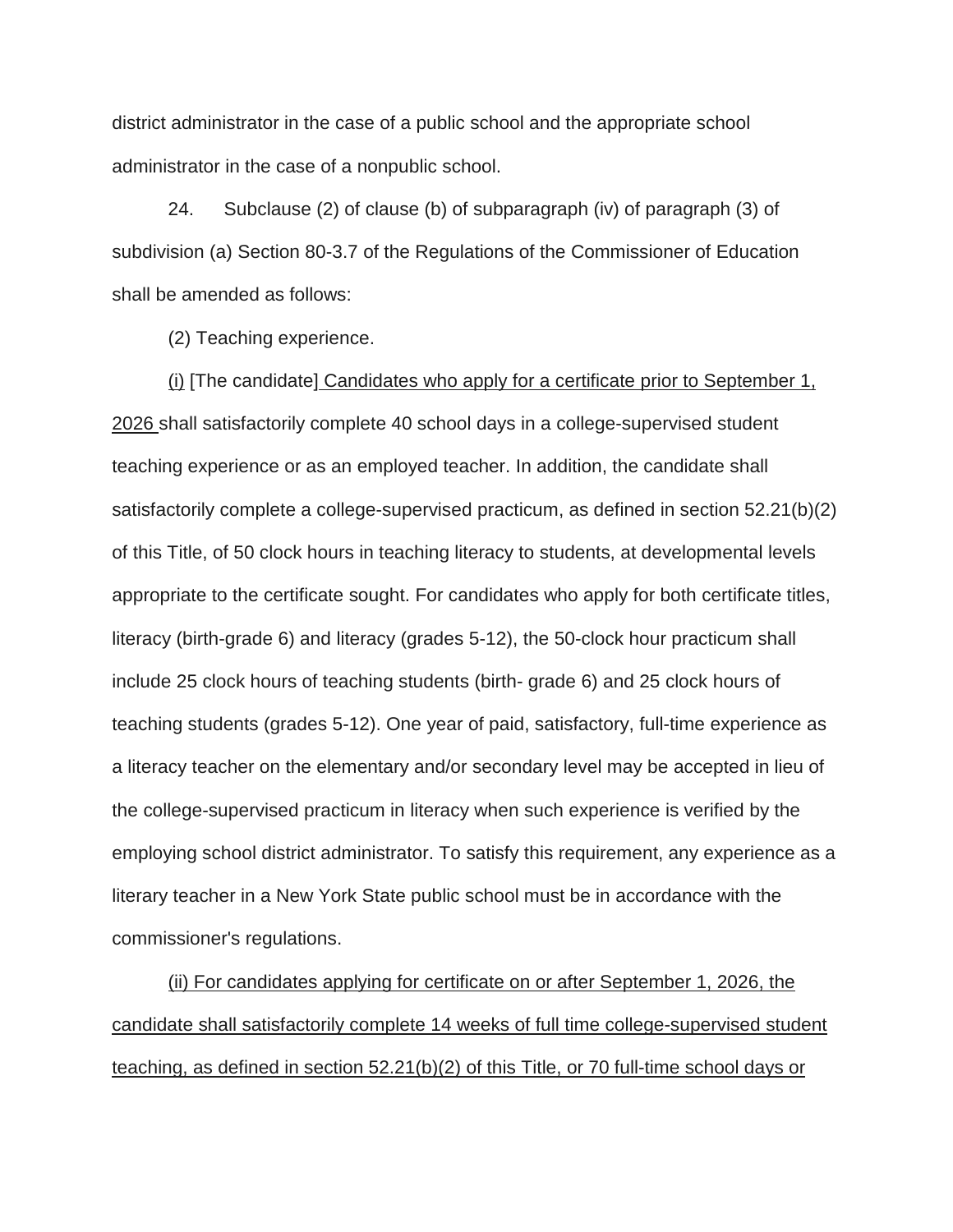district administrator in the case of a public school and the appropriate school administrator in the case of a nonpublic school.

24. Subclause (2) of clause (b) of subparagraph (iv) of paragraph (3) of subdivision (a) Section 80-3.7 of the Regulations of the Commissioner of Education shall be amended as follows:

(2) Teaching experience.

<u>(i)</u> [The candidate] <u>Candidates who apply for a certificate prior to September 1, 2026</u> shall satisfactorily complete 40 school days in a college-supervised student teaching experience or as an employed teacher. In addition, the candidate shall satisfactorily complete a college-supervised practicum, as defined in section 52.21(b)(2) of this Title, of 50 clock hours in teaching literacy to students, at developmental levels appropriate to the certificate sought. For candidates who apply for both certificate titles, literacy (birth-grade 6) and literacy (grades 5-12), the 50-clock hour practicum shall include 25 clock hours of teaching students (birth- grade 6) and 25 clock hours of teaching students (grades 5-12). One year of paid, satisfactory, full-time experience as a literacy teacher on the elementary and/or secondary level may be accepted in lieu of the college-supervised practicum in literacy when such experience is verified by the employing school district administrator. To satisfy this requirement, any experience as a literary teacher in a New York State public school must be in accordance with the commissioner's regulations.

<u>(ii) For candidates applying for certificate on or after September 1, 2026, the candidate shall satisfactorily complete 14 weeks of full time college-supervised student teaching, as defined in section 52.21(b)(2) of this Title, or 70 full-time school days or</u>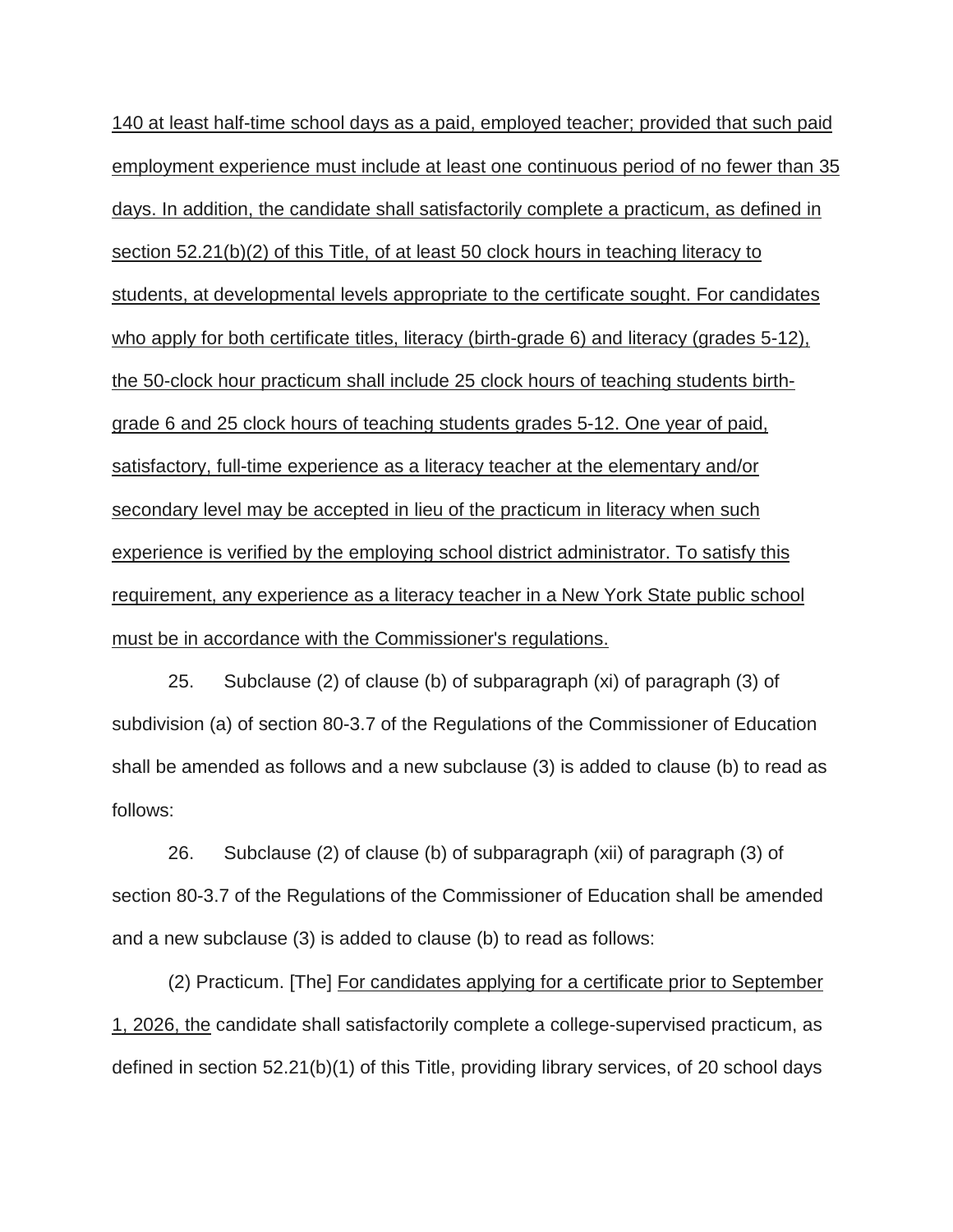140 at least half-time school days as a paid, employed teacher; provided that such paid employment experience must include at least one continuous period of no fewer than 35 days. In addition, the candidate shall satisfactorily complete a practicum, as defined in section 52.21(b)(2) of this Title, of at least 50 clock hours in teaching literacy to students, at developmental levels appropriate to the certificate sought. For candidates who apply for both certificate titles, literacy (birth-grade 6) and literacy (grades 5-12), the 50-clock hour practicum shall include 25 clock hours of teaching students birth-grade 6 and 25 clock hours of teaching students grades 5-12. One year of paid, satisfactory, full-time experience as a literacy teacher at the elementary and/or secondary level may be accepted in lieu of the practicum in literacy when such experience is verified by the employing school district administrator. To satisfy this requirement, any experience as a literacy teacher in a New York State public school must be in accordance with the Commissioner's regulations.

25. Subclause (2) of clause (b) of subparagraph (xi) of paragraph (3) of subdivision (a) of section 80-3.7 of the Regulations of the Commissioner of Education shall be amended as follows and a new subclause (3) is added to clause (b) to read as follows:

26. Subclause (2) of clause (b) of subparagraph (xii) of paragraph (3) of section 80-3.7 of the Regulations of the Commissioner of Education shall be amended and a new subclause (3) is added to clause (b) to read as follows:

(2) Practicum. [The] For candidates applying for a certificate prior to September 1, 2026, the candidate shall satisfactorily complete a college-supervised practicum, as defined in section 52.21(b)(1) of this Title, providing library services, of 20 school days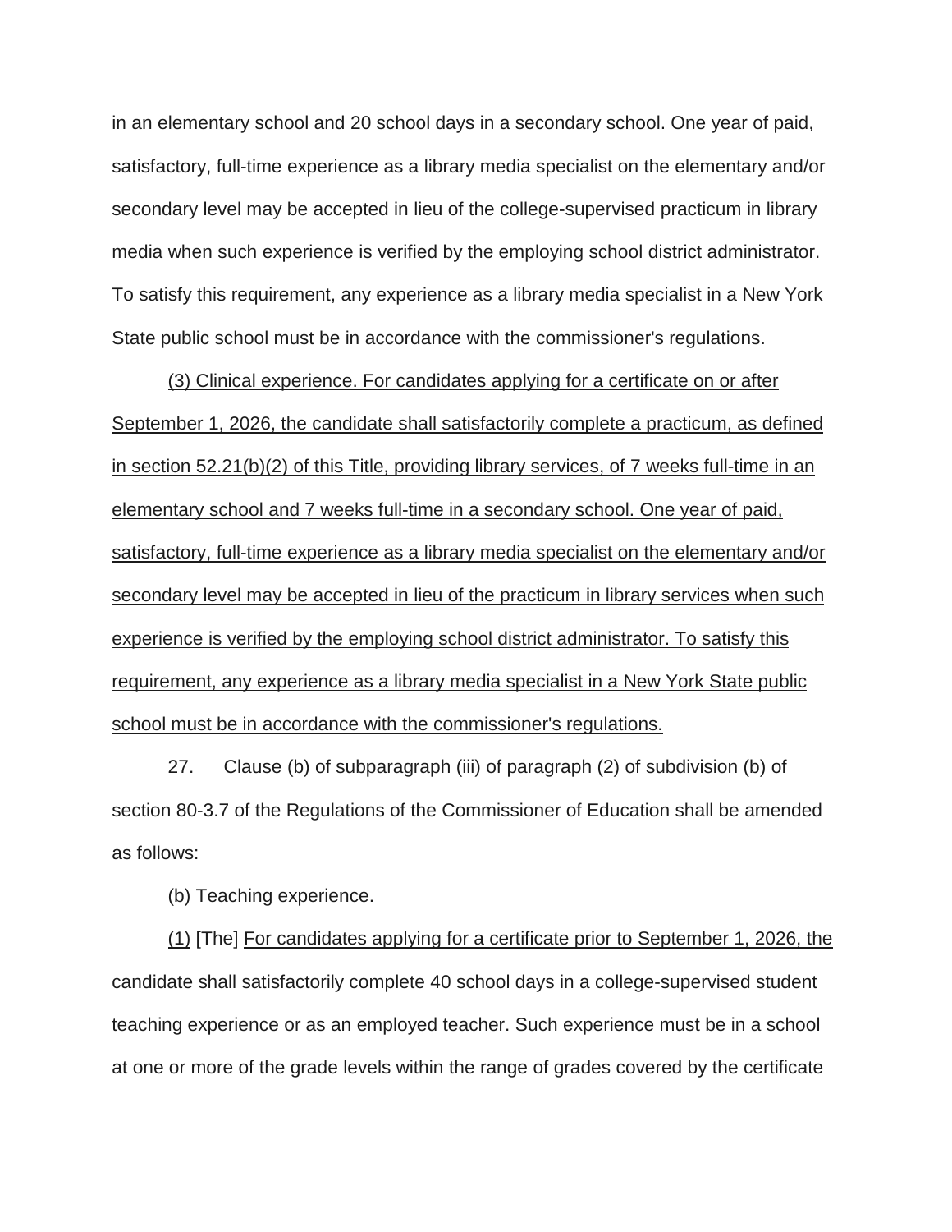in an elementary school and 20 school days in a secondary school. One year of paid, satisfactory, full-time experience as a library media specialist on the elementary and/or secondary level may be accepted in lieu of the college-supervised practicum in library media when such experience is verified by the employing school district administrator. To satisfy this requirement, any experience as a library media specialist in a New York State public school must be in accordance with the commissioner's regulations.

<u>(3) Clinical experience. For candidates applying for a certificate on or after September 1, 2026, the candidate shall satisfactorily complete a practicum, as defined in section 52.21(b)(2) of this Title, providing library services, of 7 weeks full-time in an elementary school and 7 weeks full-time in a secondary school. One year of paid, satisfactory, full-time experience as a library media specialist on the elementary and/or secondary level may be accepted in lieu of the practicum in library services when such experience is verified by the employing school district administrator. To satisfy this requirement, any experience as a library media specialist in a New York State public school must be in accordance with the commissioner's regulations.</u>

27. Clause (b) of subparagraph (iii) of paragraph (2) of subdivision (b) of section 80-3.7 of the Regulations of the Commissioner of Education shall be amended as follows:

(b) Teaching experience.

<u>(1)</u> [The] <u>For candidates applying for a certificate prior to September 1, 2026, the</u> candidate shall satisfactorily complete 40 school days in a college-supervised student teaching experience or as an employed teacher. Such experience must be in a school at one or more of the grade levels within the range of grades covered by the certificate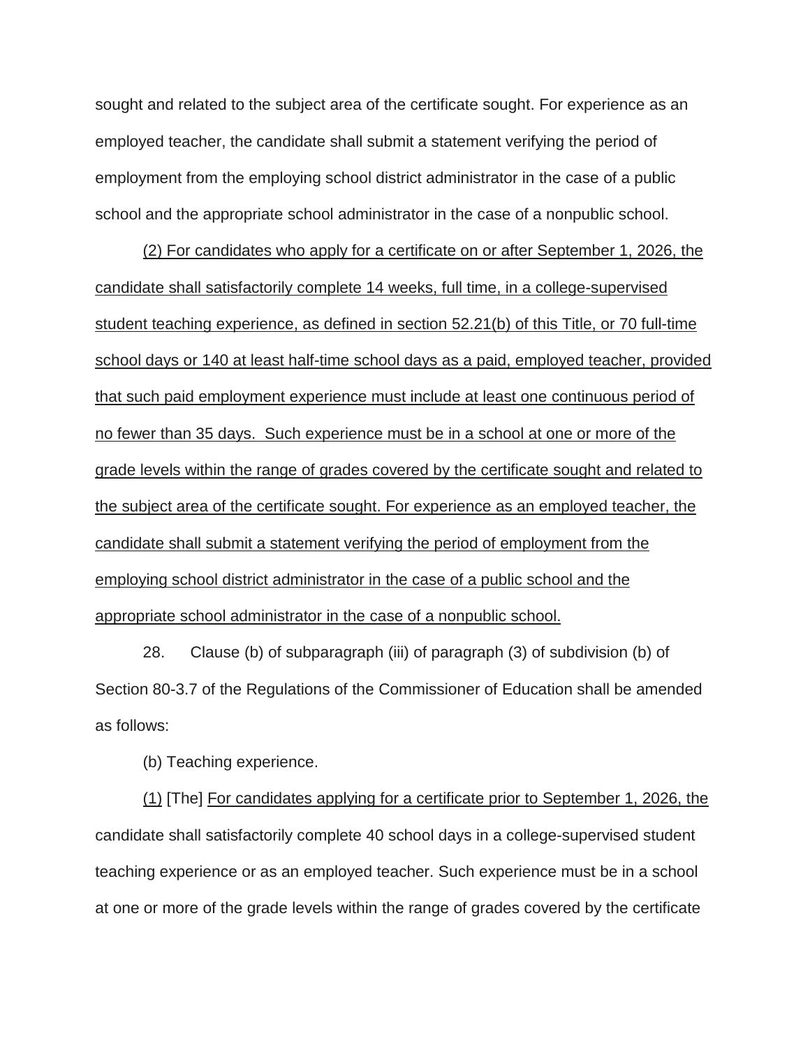sought and related to the subject area of the certificate sought. For experience as an employed teacher, the candidate shall submit a statement verifying the period of employment from the employing school district administrator in the case of a public school and the appropriate school administrator in the case of a nonpublic school.

<u>(2) For candidates who apply for a certificate on or after September 1, 2026, the candidate shall satisfactorily complete 14 weeks, full time, in a college-supervised student teaching experience, as defined in section 52.21(b) of this Title, or 70 full-time school days or 140 at least half-time school days as a paid, employed teacher, provided that such paid employment experience must include at least one continuous period of no fewer than 35 days. Such experience must be in a school at one or more of the grade levels within the range of grades covered by the certificate sought and related to the subject area of the certificate sought. For experience as an employed teacher, the candidate shall submit a statement verifying the period of employment from the employing school district administrator in the case of a public school and the appropriate school administrator in the case of a nonpublic school.</u>

28. Clause (b) of subparagraph (iii) of paragraph (3) of subdivision (b) of Section 80-3.7 of the Regulations of the Commissioner of Education shall be amended as follows:

(b) Teaching experience.

<u>(1)</u> [The] <u>For candidates applying for a certificate prior to September 1, 2026, the</u> candidate shall satisfactorily complete 40 school days in a college-supervised student teaching experience or as an employed teacher. Such experience must be in a school at one or more of the grade levels within the range of grades covered by the certificate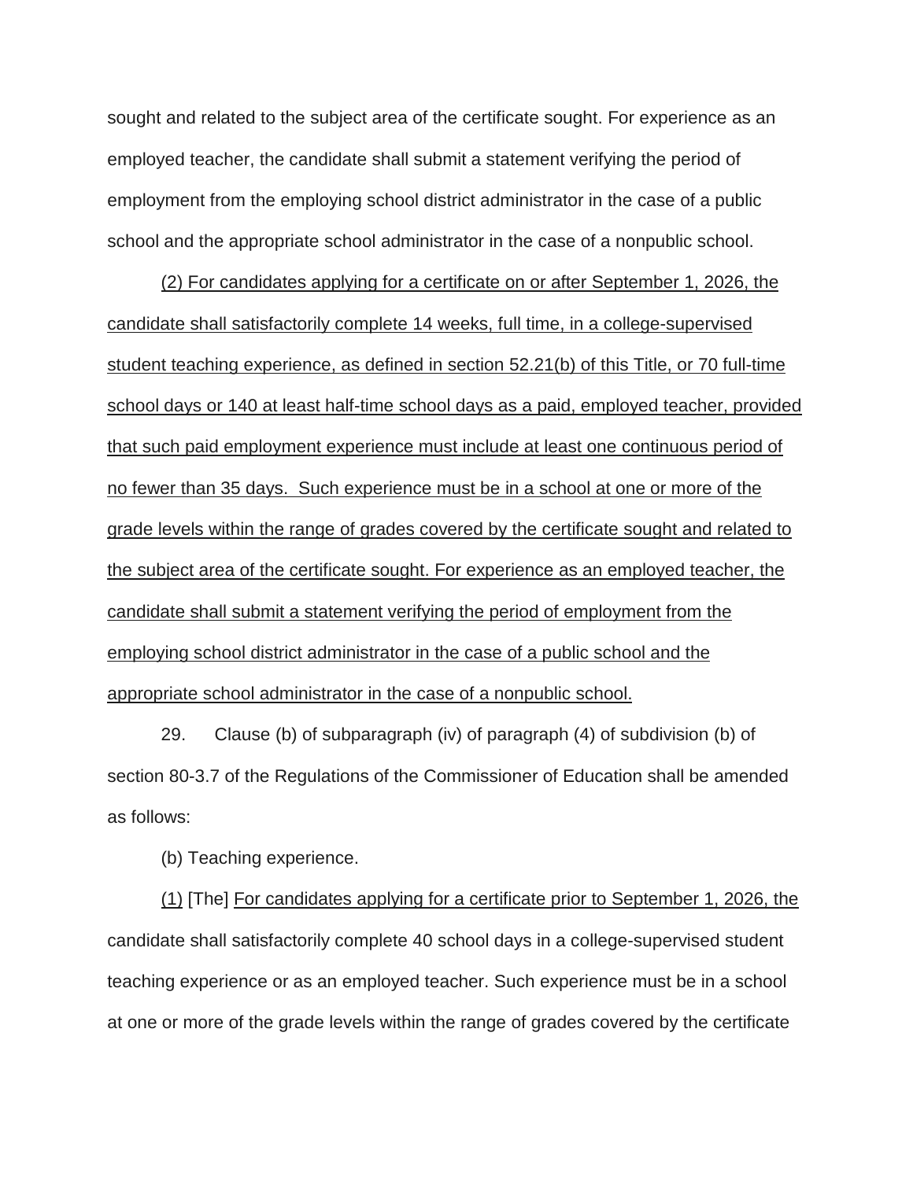sought and related to the subject area of the certificate sought. For experience as an employed teacher, the candidate shall submit a statement verifying the period of employment from the employing school district administrator in the case of a public school and the appropriate school administrator in the case of a nonpublic school.

<u>(2) For candidates applying for a certificate on or after September 1, 2026, the candidate shall satisfactorily complete 14 weeks, full time, in a college-supervised student teaching experience, as defined in section 52.21(b) of this Title, or 70 full-time school days or 140 at least half-time school days as a paid, employed teacher, provided that such paid employment experience must include at least one continuous period of no fewer than 35 days. Such experience must be in a school at one or more of the grade levels within the range of grades covered by the certificate sought and related to the subject area of the certificate sought. For experience as an employed teacher, the candidate shall submit a statement verifying the period of employment from the employing school district administrator in the case of a public school and the appropriate school administrator in the case of a nonpublic school.</u>

29. Clause (b) of subparagraph (iv) of paragraph (4) of subdivision (b) of section 80-3.7 of the Regulations of the Commissioner of Education shall be amended as follows:

(b) Teaching experience.

<u>(1)</u> [The] <u>For candidates applying for a certificate prior to September 1, 2026, the</u> candidate shall satisfactorily complete 40 school days in a college-supervised student teaching experience or as an employed teacher. Such experience must be in a school at one or more of the grade levels within the range of grades covered by the certificate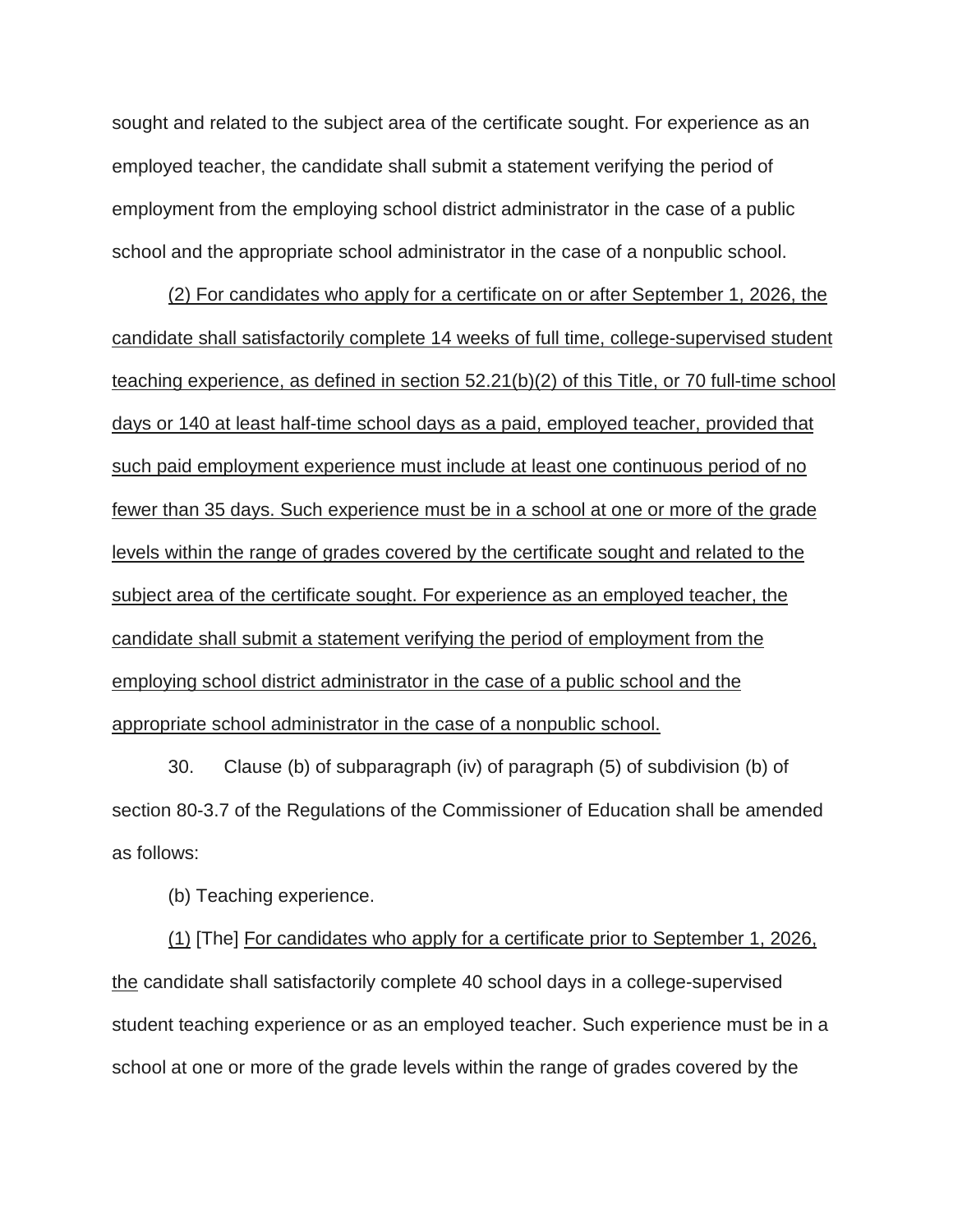sought and related to the subject area of the certificate sought. For experience as an employed teacher, the candidate shall submit a statement verifying the period of employment from the employing school district administrator in the case of a public school and the appropriate school administrator in the case of a nonpublic school.

<u>(2) For candidates who apply for a certificate on or after September 1, 2026, the candidate shall satisfactorily complete 14 weeks of full time, college-supervised student teaching experience, as defined in section 52.21(b)(2) of this Title, or 70 full-time school days or 140 at least half-time school days as a paid, employed teacher, provided that such paid employment experience must include at least one continuous period of no fewer than 35 days. Such experience must be in a school at one or more of the grade levels within the range of grades covered by the certificate sought and related to the subject area of the certificate sought. For experience as an employed teacher, the candidate shall submit a statement verifying the period of employment from the employing school district administrator in the case of a public school and the appropriate school administrator in the case of a nonpublic school.</u>

30. Clause (b) of subparagraph (iv) of paragraph (5) of subdivision (b) of section 80-3.7 of the Regulations of the Commissioner of Education shall be amended as follows:

(b) Teaching experience.

<u>(1)</u> [The] <u>For candidates who apply for a certificate prior to September 1, 2026, the</u> candidate shall satisfactorily complete 40 school days in a college-supervised student teaching experience or as an employed teacher. Such experience must be in a school at one or more of the grade levels within the range of grades covered by the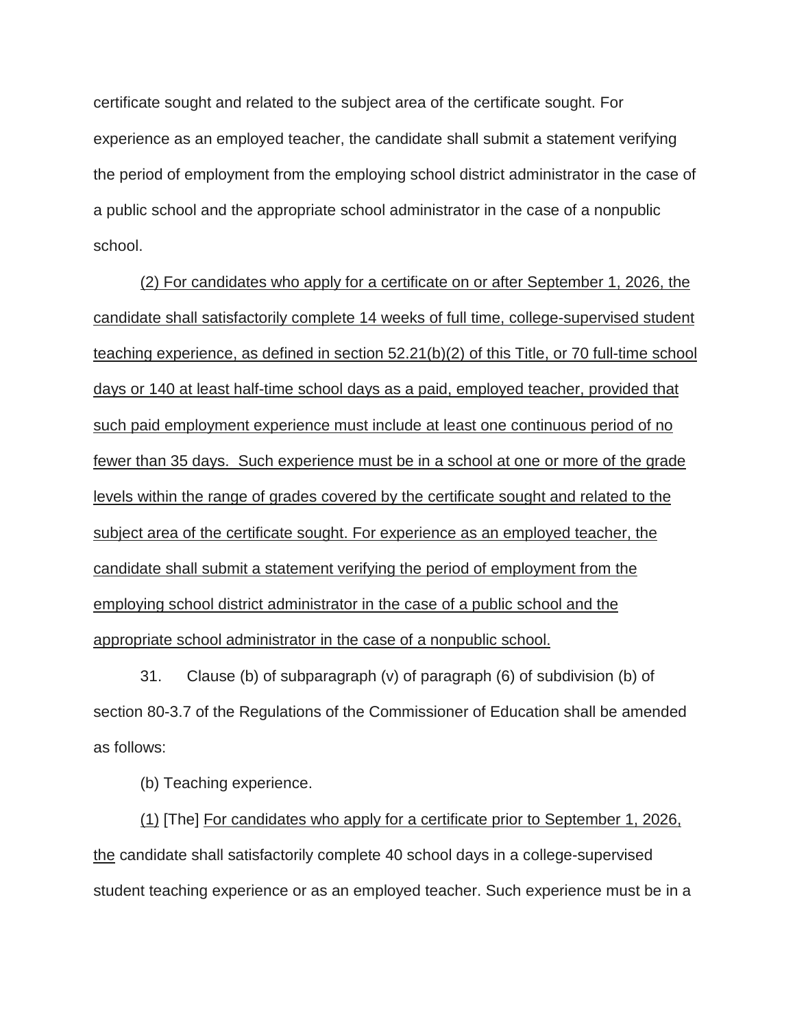certificate sought and related to the subject area of the certificate sought. For experience as an employed teacher, the candidate shall submit a statement verifying the period of employment from the employing school district administrator in the case of a public school and the appropriate school administrator in the case of a nonpublic school.

<u>(2) For candidates who apply for a certificate on or after September 1, 2026, the candidate shall satisfactorily complete 14 weeks of full time, college-supervised student teaching experience, as defined in section 52.21(b)(2) of this Title, or 70 full-time school days or 140 at least half-time school days as a paid, employed teacher, provided that such paid employment experience must include at least one continuous period of no fewer than 35 days. Such experience must be in a school at one or more of the grade levels within the range of grades covered by the certificate sought and related to the subject area of the certificate sought. For experience as an employed teacher, the candidate shall submit a statement verifying the period of employment from the employing school district administrator in the case of a public school and the appropriate school administrator in the case of a nonpublic school.</u>

31. Clause (b) of subparagraph (v) of paragraph (6) of subdivision (b) of section 80-3.7 of the Regulations of the Commissioner of Education shall be amended as follows:

(b) Teaching experience.

<u>(1)</u> [The] <u>For candidates who apply for a certificate prior to September 1, 2026, the</u> candidate shall satisfactorily complete 40 school days in a college-supervised student teaching experience or as an employed teacher. Such experience must be in a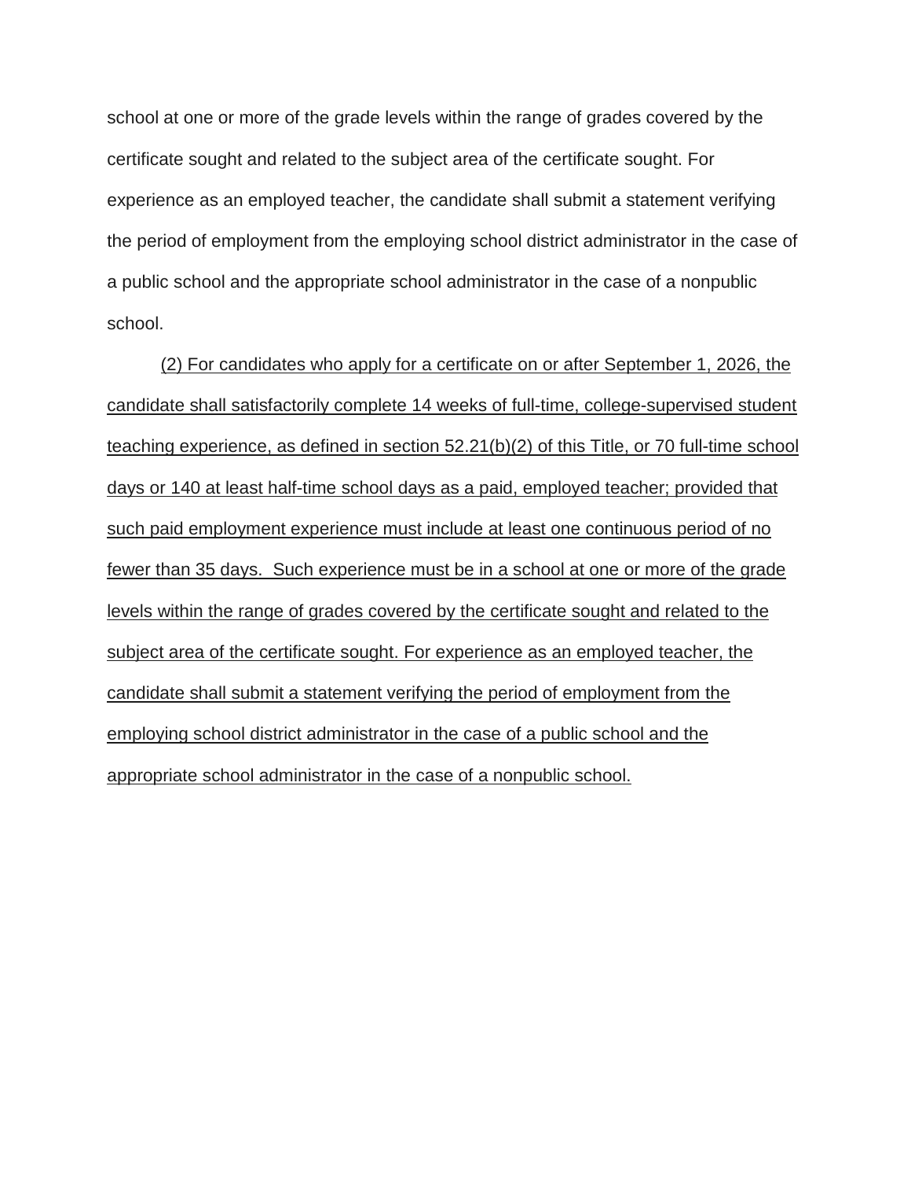school at one or more of the grade levels within the range of grades covered by the certificate sought and related to the subject area of the certificate sought. For experience as an employed teacher, the candidate shall submit a statement verifying the period of employment from the employing school district administrator in the case of a public school and the appropriate school administrator in the case of a nonpublic school.

<u>(2) For candidates who apply for a certificate on or after September 1, 2026, the candidate shall satisfactorily complete 14 weeks of full-time, college-supervised student teaching experience, as defined in section 52.21(b)(2) of this Title, or 70 full-time school days or 140 at least half-time school days as a paid, employed teacher; provided that such paid employment experience must include at least one continuous period of no fewer than 35 days. Such experience must be in a school at one or more of the grade levels within the range of grades covered by the certificate sought and related to the subject area of the certificate sought. For experience as an employed teacher, the candidate shall submit a statement verifying the period of employment from the employing school district administrator in the case of a public school and the appropriate school administrator in the case of a nonpublic school.</u>